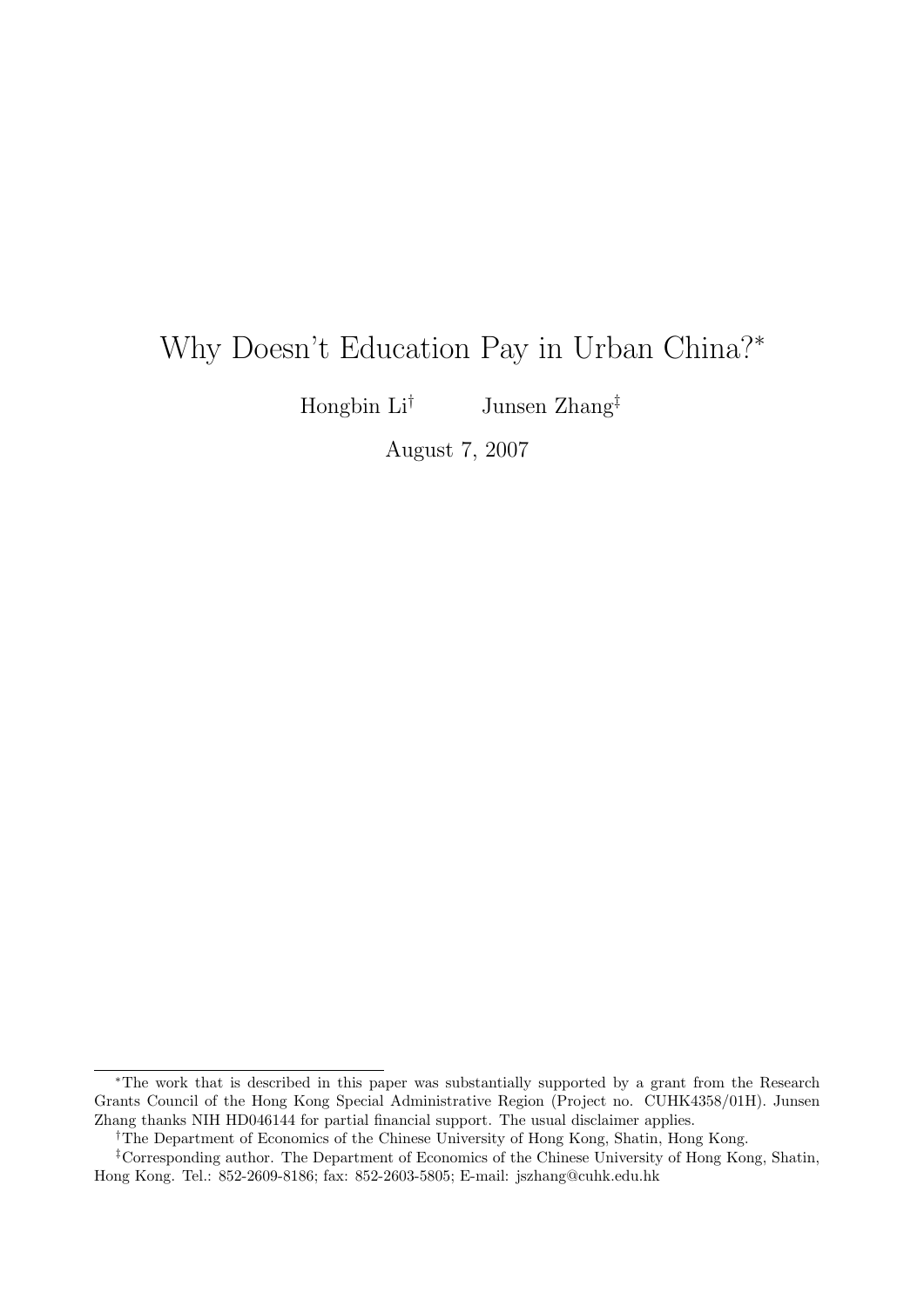# Why Doesn't Education Pay in Urban China?*

Hongbin Li[†] Junsen Zhang[‡]

August 7, 2007

---

*The work that is described in this paper was substantially supported by a grant from the Research Grants Council of the Hong Kong Special Administrative Region (Project no. CUHK4358/01H). Junsen Zhang thanks NIH HD046144 for partial financial support. The usual disclaimer applies.

[†]The Department of Economics of the Chinese University of Hong Kong, Shatin, Hong Kong.

[‡]Corresponding author. The Department of Economics of the Chinese University of Hong Kong, Shatin, Hong Kong. Tel.: 852-2609-8186; fax: 852-2603-5805; E-mail: jszhang@cuhk.edu.hk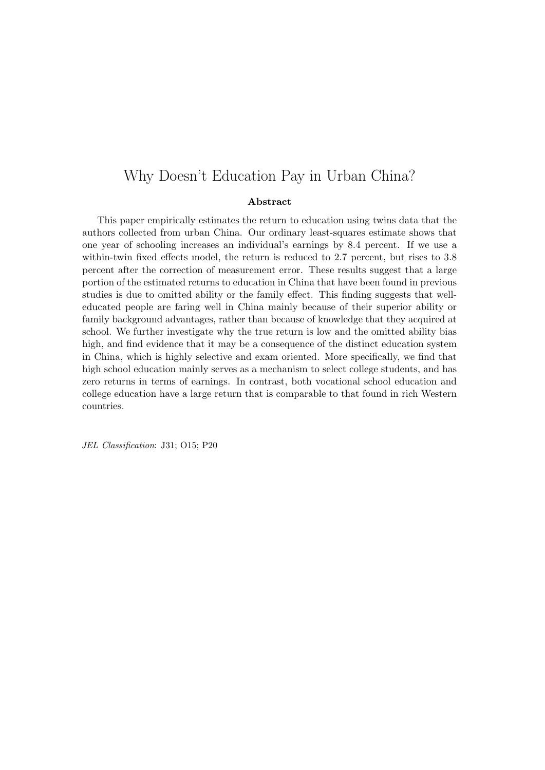# Why Doesn't Education Pay in Urban China?

**Abstract**

This paper empirically estimates the return to education using twins data that the authors collected from urban China. Our ordinary least-squares estimate shows that one year of schooling increases an individual's earnings by 8.4 percent. If we use a within-twin fixed effects model, the return is reduced to 2.7 percent, but rises to 3.8 percent after the correction of measurement error. These results suggest that a large portion of the estimated returns to education in China that have been found in previous studies is due to omitted ability or the family effect. This finding suggests that well-educated people are faring well in China mainly because of their superior ability or family background advantages, rather than because of knowledge that they acquired at school. We further investigate why the true return is low and the omitted ability bias high, and find evidence that it may be a consequence of the distinct education system in China, which is highly selective and exam oriented. More specifically, we find that high school education mainly serves as a mechanism to select college students, and has zero returns in terms of earnings. In contrast, both vocational school education and college education have a large return that is comparable to that found in rich Western countries.

*JEL Classification*: J31; O15; P20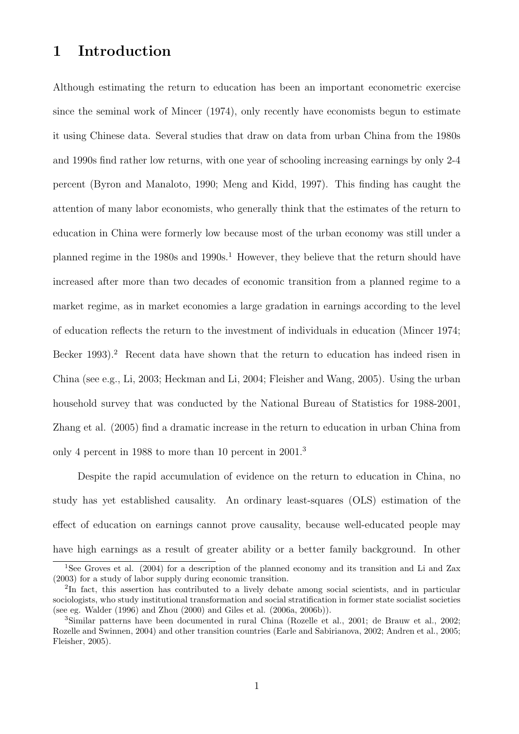# 1 Introduction

Although estimating the return to education has been an important econometric exercise since the seminal work of Mincer (1974), only recently have economists begun to estimate it using Chinese data. Several studies that draw on data from urban China from the 1980s and 1990s find rather low returns, with one year of schooling increasing earnings by only 2-4 percent (Byron and Manaloto, 1990; Meng and Kidd, 1997). This finding has caught the attention of many labor economists, who generally think that the estimates of the return to education in China were formerly low because most of the urban economy was still under a planned regime in the 1980s and 1990s.[1] However, they believe that the return should have increased after more than two decades of economic transition from a planned regime to a market regime, as in market economies a large gradation in earnings according to the level of education reflects the return to the investment of individuals in education (Mincer 1974; Becker 1993).[2] Recent data have shown that the return to education has indeed risen in China (see e.g., Li, 2003; Heckman and Li, 2004; Fleisher and Wang, 2005). Using the urban household survey that was conducted by the National Bureau of Statistics for 1988-2001, Zhang et al. (2005) find a dramatic increase in the return to education in urban China from only 4 percent in 1988 to more than 10 percent in 2001.[3]

Despite the rapid accumulation of evidence on the return to education in China, no study has yet established causality. An ordinary least-squares (OLS) estimation of the effect of education on earnings cannot prove causality, because well-educated people may have high earnings as a result of greater ability or a better family background. In other

[1] See Groves et al. (2004) for a description of the planned economy and its transition and Li and Zax (2003) for a study of labor supply during economic transition.

[2] In fact, this assertion has contributed to a lively debate among social scientists, and in particular sociologists, who study institutional transformation and social stratification in former state socialist societies (see eg. Walder (1996) and Zhou (2000) and Giles et al. (2006a, 2006b)).

[3] Similar patterns have been documented in rural China (Rozelle et al., 2001; de Brauw et al., 2002; Rozelle and Swinnen, 2004) and other transition countries (Earle and Sabirianova, 2002; Andren et al., 2005; Fleisher, 2005).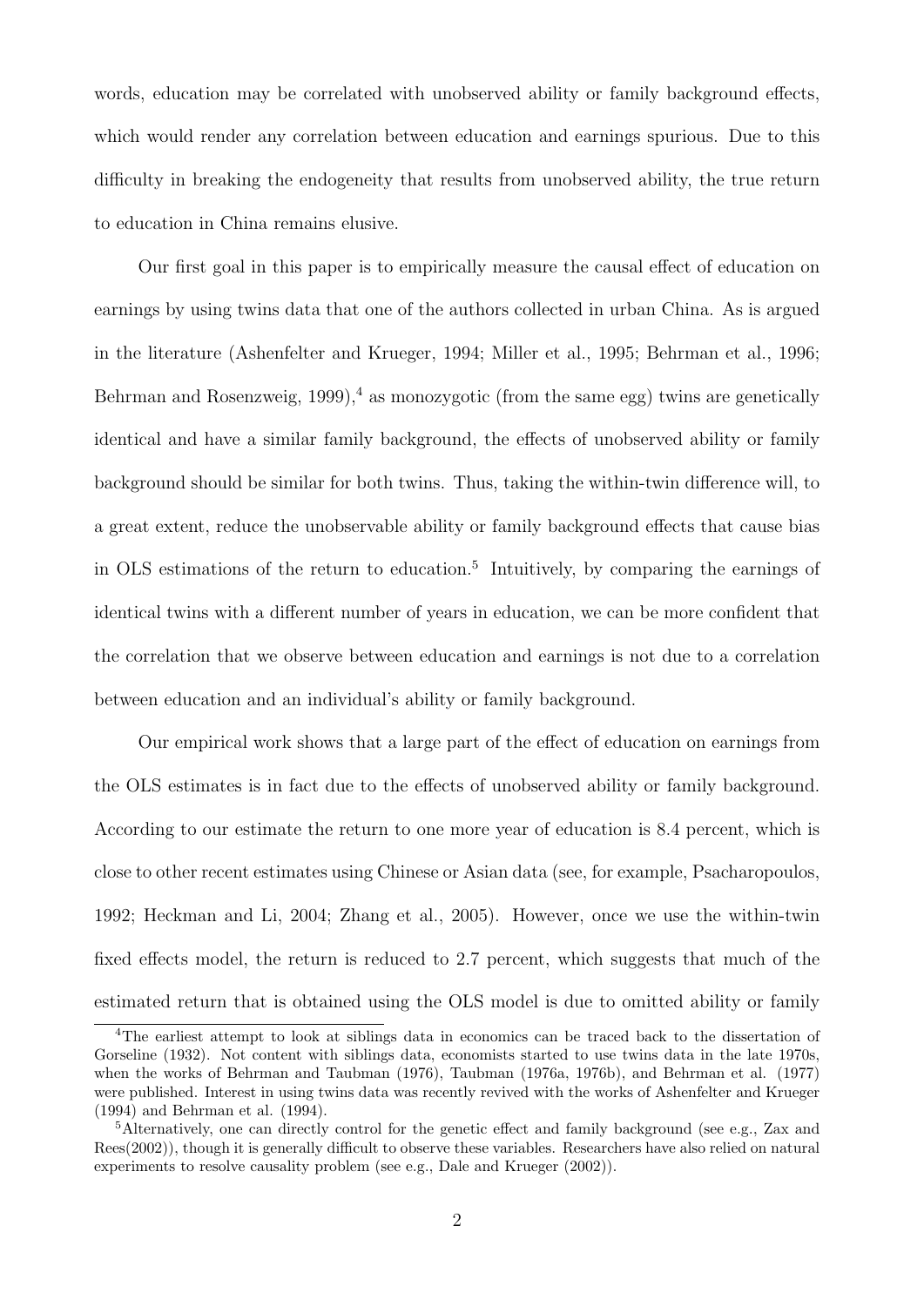words, education may be correlated with unobserved ability or family background effects, which would render any correlation between education and earnings spurious. Due to this difficulty in breaking the endogeneity that results from unobserved ability, the true return to education in China remains elusive.

Our first goal in this paper is to empirically measure the causal effect of education on earnings by using twins data that one of the authors collected in urban China. As is argued in the literature (Ashenfelter and Krueger, 1994; Miller et al., 1995; Behrman et al., 1996; Behrman and Rosenzweig, 1999),[4] as monozygotic (from the same egg) twins are genetically identical and have a similar family background, the effects of unobserved ability or family background should be similar for both twins. Thus, taking the within-twin difference will, to a great extent, reduce the unobservable ability or family background effects that cause bias in OLS estimations of the return to education.[5] Intuitively, by comparing the earnings of identical twins with a different number of years in education, we can be more confident that the correlation that we observe between education and earnings is not due to a correlation between education and an individual's ability or family background.

Our empirical work shows that a large part of the effect of education on earnings from the OLS estimates is in fact due to the effects of unobserved ability or family background. According to our estimate the return to one more year of education is 8.4 percent, which is close to other recent estimates using Chinese or Asian data (see, for example, Psacharopoulos, 1992; Heckman and Li, 2004; Zhang et al., 2005). However, once we use the within-twin fixed effects model, the return is reduced to 2.7 percent, which suggests that much of the estimated return that is obtained using the OLS model is due to omitted ability or family

[4] The earliest attempt to look at siblings data in economics can be traced back to the dissertation of Gorseline (1932). Not content with siblings data, economists started to use twins data in the late 1970s, when the works of Behrman and Taubman (1976), Taubman (1976a, 1976b), and Behrman et al. (1977) were published. Interest in using twins data was recently revived with the works of Ashenfelter and Krueger (1994) and Behrman et al. (1994).

[5] Alternatively, one can directly control for the genetic effect and family background (see e.g., Zax and Rees(2002)), though it is generally difficult to observe these variables. Researchers have also relied on natural experiments to resolve causality problem (see e.g., Dale and Krueger (2002)).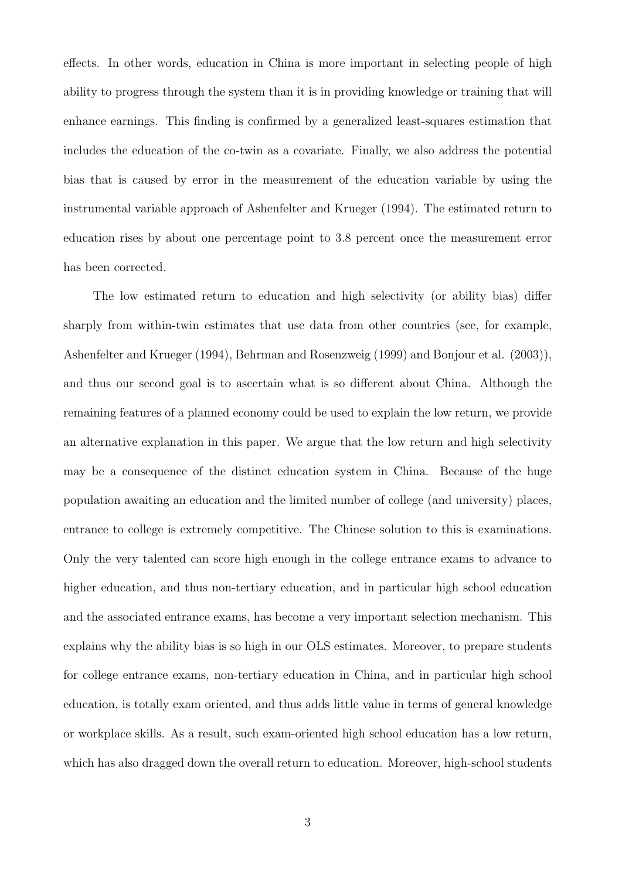effects. In other words, education in China is more important in selecting people of high ability to progress through the system than it is in providing knowledge or training that will enhance earnings. This finding is confirmed by a generalized least-squares estimation that includes the education of the co-twin as a covariate. Finally, we also address the potential bias that is caused by error in the measurement of the education variable by using the instrumental variable approach of Ashenfelter and Krueger (1994). The estimated return to education rises by about one percentage point to 3.8 percent once the measurement error has been corrected.

The low estimated return to education and high selectivity (or ability bias) differ sharply from within-twin estimates that use data from other countries (see, for example, Ashenfelter and Krueger (1994), Behrman and Rosenzweig (1999) and Bonjour et al. (2003)), and thus our second goal is to ascertain what is so different about China. Although the remaining features of a planned economy could be used to explain the low return, we provide an alternative explanation in this paper. We argue that the low return and high selectivity may be a consequence of the distinct education system in China. Because of the huge population awaiting an education and the limited number of college (and university) places, entrance to college is extremely competitive. The Chinese solution to this is examinations. Only the very talented can score high enough in the college entrance exams to advance to higher education, and thus non-tertiary education, and in particular high school education and the associated entrance exams, has become a very important selection mechanism. This explains why the ability bias is so high in our OLS estimates. Moreover, to prepare students for college entrance exams, non-tertiary education in China, and in particular high school education, is totally exam oriented, and thus adds little value in terms of general knowledge or workplace skills. As a result, such exam-oriented high school education has a low return, which has also dragged down the overall return to education. Moreover, high-school students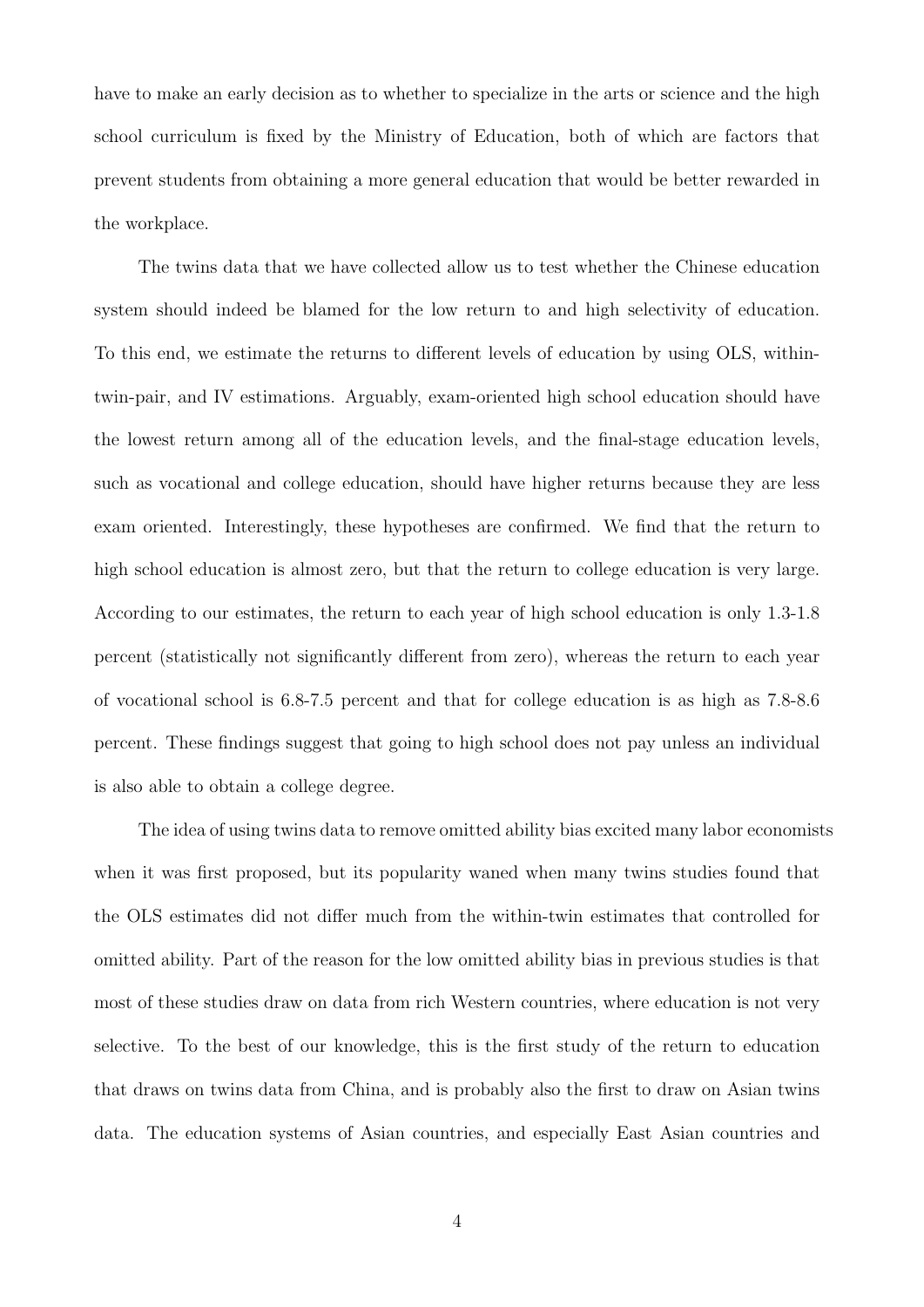have to make an early decision as to whether to specialize in the arts or science and the high school curriculum is fixed by the Ministry of Education, both of which are factors that prevent students from obtaining a more general education that would be better rewarded in the workplace.

The twins data that we have collected allow us to test whether the Chinese education system should indeed be blamed for the low return to and high selectivity of education. To this end, we estimate the returns to different levels of education by using OLS, within-twin-pair, and IV estimations. Arguably, exam-oriented high school education should have the lowest return among all of the education levels, and the final-stage education levels, such as vocational and college education, should have higher returns because they are less exam oriented. Interestingly, these hypotheses are confirmed. We find that the return to high school education is almost zero, but that the return to college education is very large. According to our estimates, the return to each year of high school education is only 1.3-1.8 percent (statistically not significantly different from zero), whereas the return to each year of vocational school is 6.8-7.5 percent and that for college education is as high as 7.8-8.6 percent. These findings suggest that going to high school does not pay unless an individual is also able to obtain a college degree.

The idea of using twins data to remove omitted ability bias excited many labor economists when it was first proposed, but its popularity waned when many twins studies found that the OLS estimates did not differ much from the within-twin estimates that controlled for omitted ability. Part of the reason for the low omitted ability bias in previous studies is that most of these studies draw on data from rich Western countries, where education is not very selective. To the best of our knowledge, this is the first study of the return to education that draws on twins data from China, and is probably also the first to draw on Asian twins data. The education systems of Asian countries, and especially East Asian countries and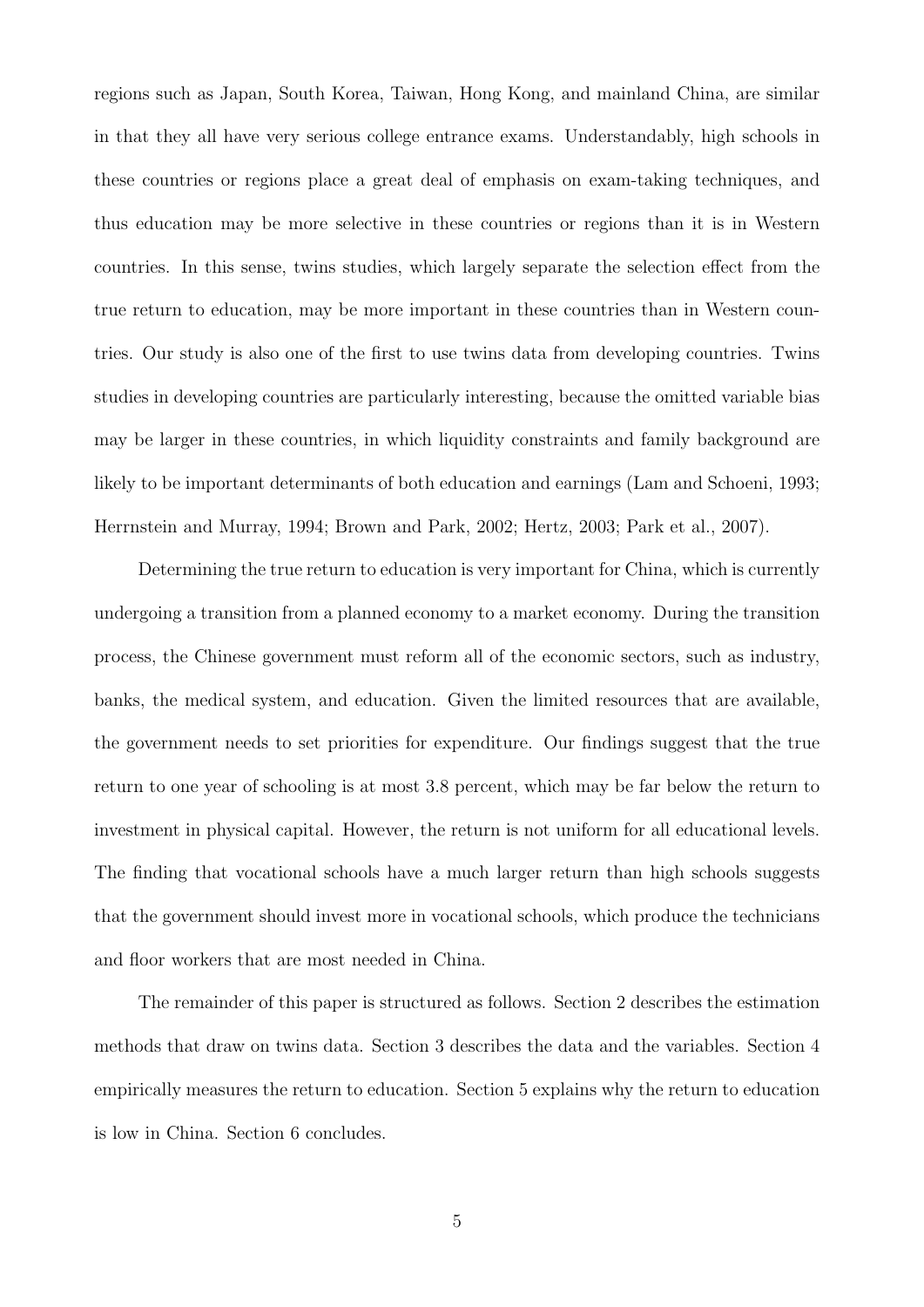regions such as Japan, South Korea, Taiwan, Hong Kong, and mainland China, are similar in that they all have very serious college entrance exams. Understandably, high schools in these countries or regions place a great deal of emphasis on exam-taking techniques, and thus education may be more selective in these countries or regions than it is in Western countries. In this sense, twins studies, which largely separate the selection effect from the true return to education, may be more important in these countries than in Western countries. Our study is also one of the first to use twins data from developing countries. Twins studies in developing countries are particularly interesting, because the omitted variable bias may be larger in these countries, in which liquidity constraints and family background are likely to be important determinants of both education and earnings (Lam and Schoeni, 1993; Herrnstein and Murray, 1994; Brown and Park, 2002; Hertz, 2003; Park et al., 2007).

Determining the true return to education is very important for China, which is currently undergoing a transition from a planned economy to a market economy. During the transition process, the Chinese government must reform all of the economic sectors, such as industry, banks, the medical system, and education. Given the limited resources that are available, the government needs to set priorities for expenditure. Our findings suggest that the true return to one year of schooling is at most 3.8 percent, which may be far below the return to investment in physical capital. However, the return is not uniform for all educational levels. The finding that vocational schools have a much larger return than high schools suggests that the government should invest more in vocational schools, which produce the technicians and floor workers that are most needed in China.

The remainder of this paper is structured as follows. Section 2 describes the estimation methods that draw on twins data. Section 3 describes the data and the variables. Section 4 empirically measures the return to education. Section 5 explains why the return to education is low in China. Section 6 concludes.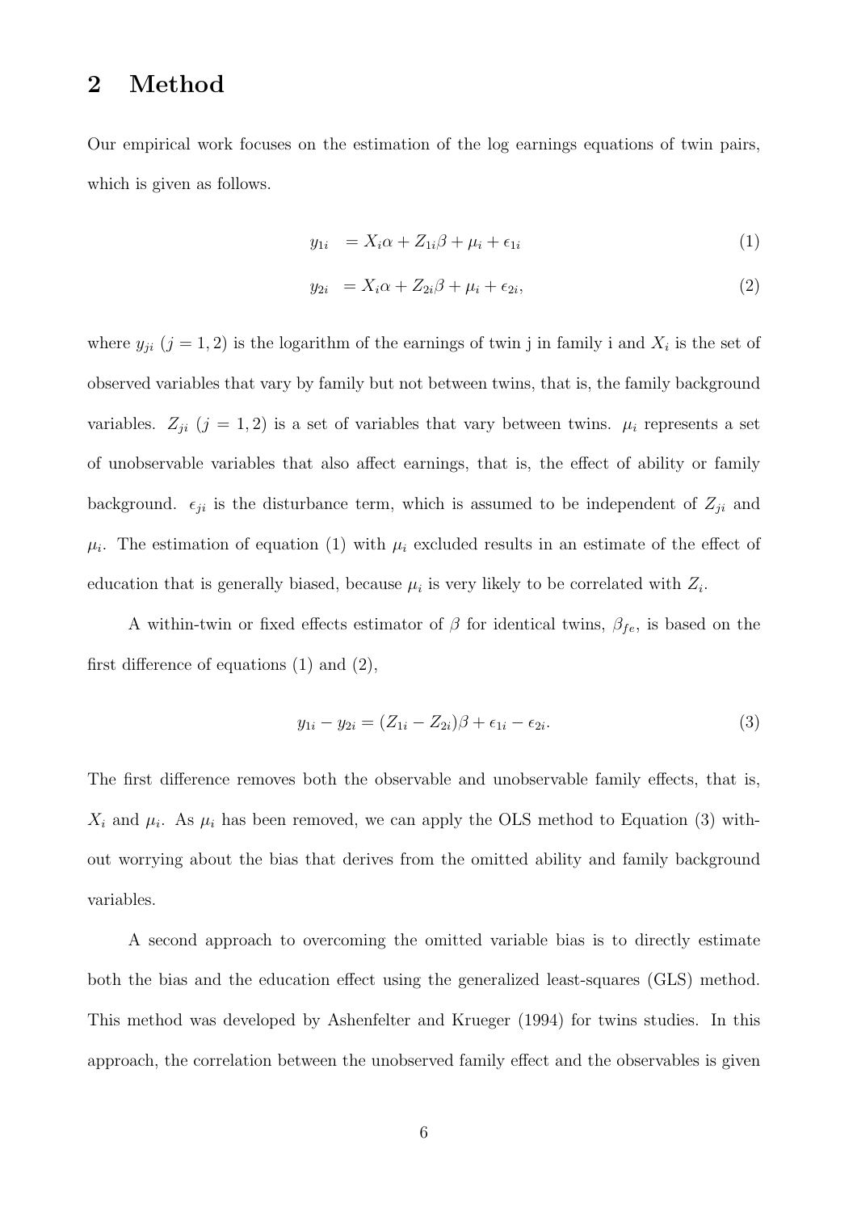## 2 Method

Our empirical work focuses on the estimation of the log earnings equations of twin pairs, which is given as follows.

$$y_{1i} = X_i\alpha + Z_{1i}\beta + \mu_i + \epsilon_{1i} \tag{1}$$

$$y_{2i} = X_i\alpha + Z_{2i}\beta + \mu_i + \epsilon_{2i}, \tag{2}$$

where $y_{ji}$ $(j = 1, 2)$ is the logarithm of the earnings of twin j in family i and $X_i$ is the set of observed variables that vary by family but not between twins, that is, the family background variables. $Z_{ji}$ $(j = 1, 2)$ is a set of variables that vary between twins. $\mu_i$ represents a set of unobservable variables that also affect earnings, that is, the effect of ability or family background. $\epsilon_{ji}$ is the disturbance term, which is assumed to be independent of $Z_{ji}$ and $\mu_i$. The estimation of equation (1) with $\mu_i$ excluded results in an estimate of the effect of education that is generally biased, because $\mu_i$ is very likely to be correlated with $Z_i$.

A within-twin or fixed effects estimator of $\beta$ for identical twins, $\beta_{fe}$, is based on the first difference of equations (1) and (2),

$$y_{1i} - y_{2i} = (Z_{1i} - Z_{2i})\beta + \epsilon_{1i} - \epsilon_{2i}. \tag{3}$$

The first difference removes both the observable and unobservable family effects, that is, $X_i$ and $\mu_i$. As $\mu_i$ has been removed, we can apply the OLS method to Equation (3) without worrying about the bias that derives from the omitted ability and family background variables.

A second approach to overcoming the omitted variable bias is to directly estimate both the bias and the education effect using the generalized least-squares (GLS) method. This method was developed by Ashenfelter and Krueger (1994) for twins studies. In this approach, the correlation between the unobserved family effect and the observables is given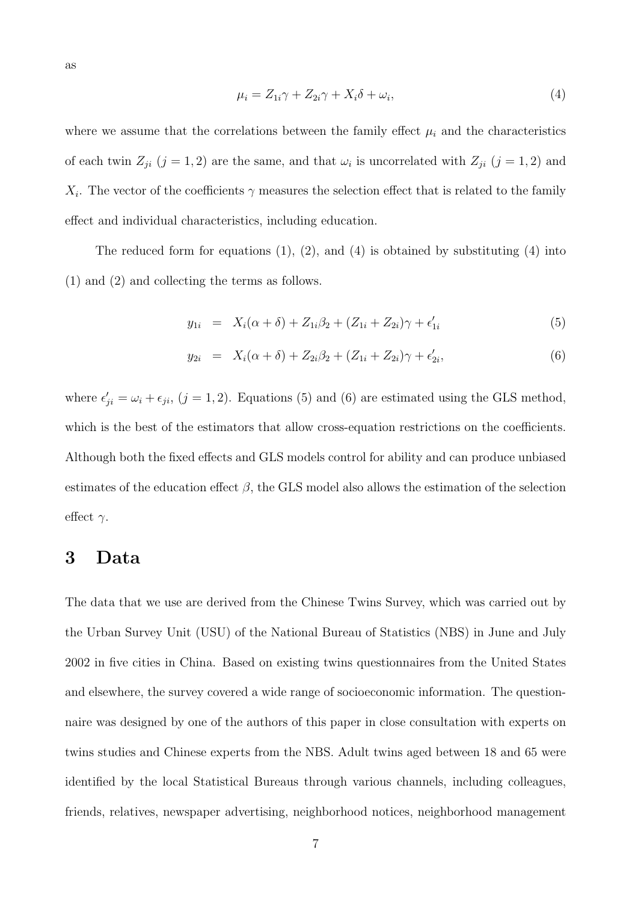as

$$\mu_i = Z_{1i}\gamma + Z_{2i}\gamma + X_i\delta + \omega_i, \tag{4}$$

where we assume that the correlations between the family effect $\mu_i$ and the characteristics of each twin $Z_{ji}$ $(j = 1, 2)$ are the same, and that $\omega_i$ is uncorrelated with $Z_{ji}$ $(j = 1, 2)$ and $X_i$. The vector of the coefficients $\gamma$ measures the selection effect that is related to the family effect and individual characteristics, including education.

The reduced form for equations (1), (2), and (4) is obtained by substituting (4) into (1) and (2) and collecting the terms as follows.

$$y_{1i} = X_i(\alpha + \delta) + Z_{1i}\beta_2 + (Z_{1i} + Z_{2i})\gamma + \epsilon'_{1i} \tag{5}$$

$$y_{2i} = X_i(\alpha + \delta) + Z_{2i}\beta_2 + (Z_{1i} + Z_{2i})\gamma + \epsilon'_{2i}, \tag{6}$$

where $\epsilon'_{ji} = \omega_i + \epsilon_{ji}$, $(j = 1, 2)$. Equations (5) and (6) are estimated using the GLS method, which is the best of the estimators that allow cross-equation restrictions on the coefficients. Although both the fixed effects and GLS models control for ability and can produce unbiased estimates of the education effect $\beta$, the GLS model also allows the estimation of the selection effect $\gamma$.

# 3 Data

The data that we use are derived from the Chinese Twins Survey, which was carried out by the Urban Survey Unit (USU) of the National Bureau of Statistics (NBS) in June and July 2002 in five cities in China. Based on existing twins questionnaires from the United States and elsewhere, the survey covered a wide range of socioeconomic information. The questionnaire was designed by one of the authors of this paper in close consultation with experts on twins studies and Chinese experts from the NBS. Adult twins aged between 18 and 65 were identified by the local Statistical Bureaus through various channels, including colleagues, friends, relatives, newspaper advertising, neighborhood notices, neighborhood management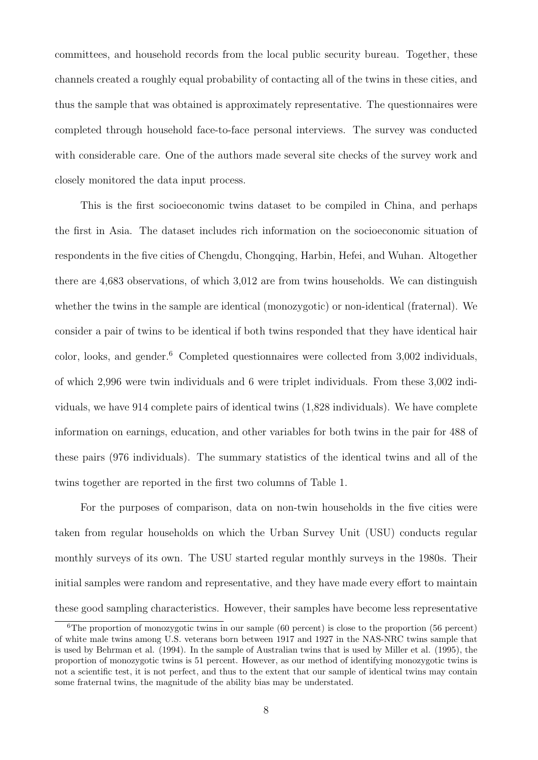committees, and household records from the local public security bureau. Together, these channels created a roughly equal probability of contacting all of the twins in these cities, and thus the sample that was obtained is approximately representative. The questionnaires were completed through household face-to-face personal interviews. The survey was conducted with considerable care. One of the authors made several site checks of the survey work and closely monitored the data input process.

This is the first socioeconomic twins dataset to be compiled in China, and perhaps the first in Asia. The dataset includes rich information on the socioeconomic situation of respondents in the five cities of Chengdu, Chongqing, Harbin, Hefei, and Wuhan. Altogether there are 4,683 observations, of which 3,012 are from twins households. We can distinguish whether the twins in the sample are identical (monozygotic) or non-identical (fraternal). We consider a pair of twins to be identical if both twins responded that they have identical hair color, looks, and gender.[6] Completed questionnaires were collected from 3,002 individuals, of which 2,996 were twin individuals and 6 were triplet individuals. From these 3,002 individuals, we have 914 complete pairs of identical twins (1,828 individuals). We have complete information on earnings, education, and other variables for both twins in the pair for 488 of these pairs (976 individuals). The summary statistics of the identical twins and all of the twins together are reported in the first two columns of Table 1.

For the purposes of comparison, data on non-twin households in the five cities were taken from regular households on which the Urban Survey Unit (USU) conducts regular monthly surveys of its own. The USU started regular monthly surveys in the 1980s. Their initial samples were random and representative, and they have made every effort to maintain these good sampling characteristics. However, their samples have become less representative

[6] The proportion of monozygotic twins in our sample (60 percent) is close to the proportion (56 percent) of white male twins among U.S. veterans born between 1917 and 1927 in the NAS-NRC twins sample that is used by Behrman et al. (1994). In the sample of Australian twins that is used by Miller et al. (1995), the proportion of monozygotic twins is 51 percent. However, as our method of identifying monozygotic twins is not a scientific test, it is not perfect, and thus to the extent that our sample of identical twins may contain some fraternal twins, the magnitude of the ability bias may be understated.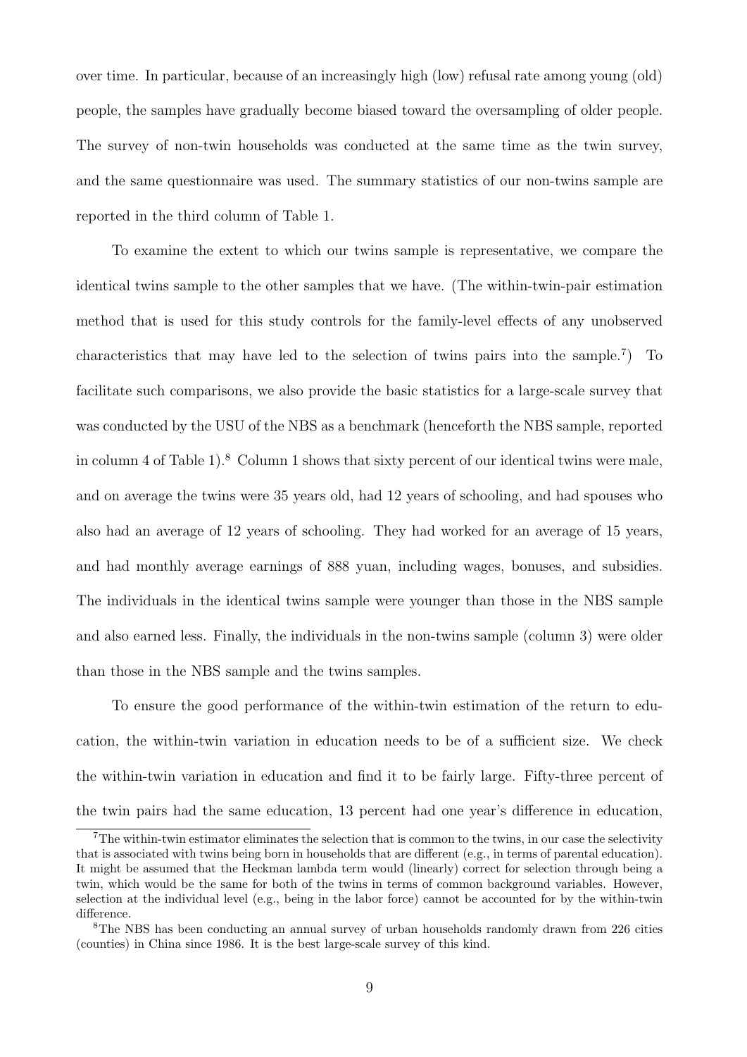over time. In particular, because of an increasingly high (low) refusal rate among young (old) people, the samples have gradually become biased toward the oversampling of older people. The survey of non-twin households was conducted at the same time as the twin survey, and the same questionnaire was used. The summary statistics of our non-twins sample are reported in the third column of Table 1.

To examine the extent to which our twins sample is representative, we compare the identical twins sample to the other samples that we have. (The within-twin-pair estimation method that is used for this study controls for the family-level effects of any unobserved characteristics that may have led to the selection of twins pairs into the sample.[7]) To facilitate such comparisons, we also provide the basic statistics for a large-scale survey that was conducted by the USU of the NBS as a benchmark (henceforth the NBS sample, reported in column 4 of Table 1).[8] Column 1 shows that sixty percent of our identical twins were male, and on average the twins were 35 years old, had 12 years of schooling, and had spouses who also had an average of 12 years of schooling. They had worked for an average of 15 years, and had monthly average earnings of 888 yuan, including wages, bonuses, and subsidies. The individuals in the identical twins sample were younger than those in the NBS sample and also earned less. Finally, the individuals in the non-twins sample (column 3) were older than those in the NBS sample and the twins samples.

To ensure the good performance of the within-twin estimation of the return to education, the within-twin variation in education needs to be of a sufficient size. We check the within-twin variation in education and find it to be fairly large. Fifty-three percent of the twin pairs had the same education, 13 percent had one year's difference in education,

[7] The within-twin estimator eliminates the selection that is common to the twins, in our case the selectivity that is associated with twins being born in households that are different (e.g., in terms of parental education). It might be assumed that the Heckman lambda term would (linearly) correct for selection through being a twin, which would be the same for both of the twins in terms of common background variables. However, selection at the individual level (e.g., being in the labor force) cannot be accounted for by the within-twin difference.

[8] The NBS has been conducting an annual survey of urban households randomly drawn from 226 cities (counties) in China since 1986. It is the best large-scale survey of this kind.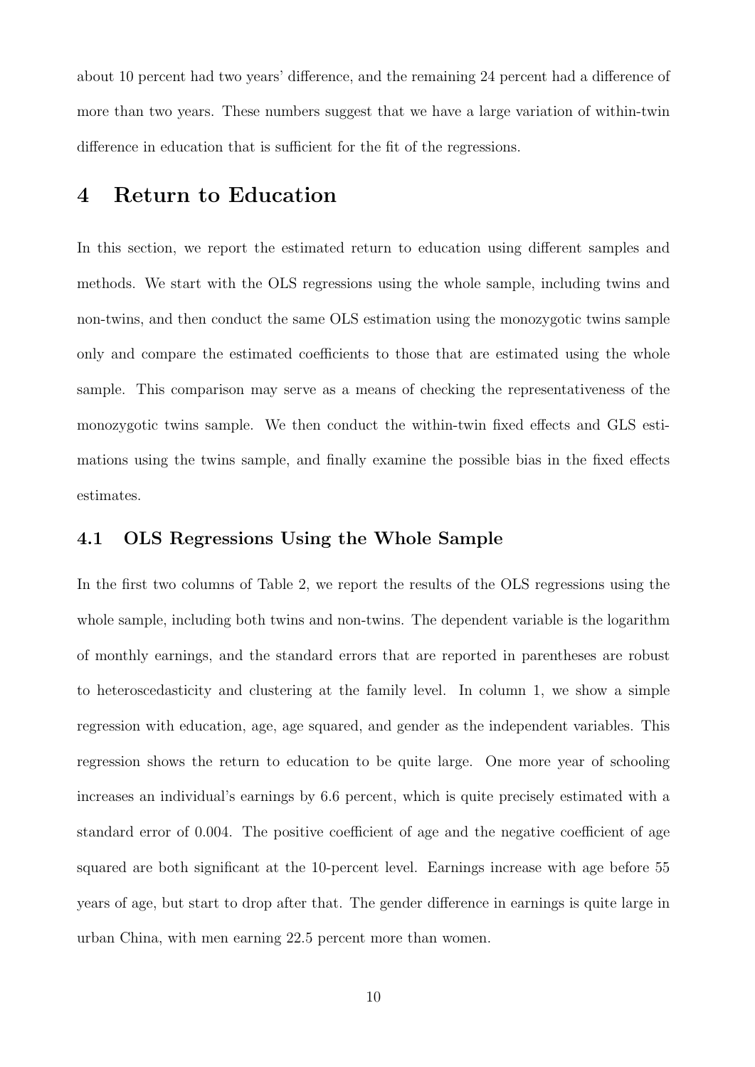about 10 percent had two years' difference, and the remaining 24 percent had a difference of more than two years. These numbers suggest that we have a large variation of within-twin difference in education that is sufficient for the fit of the regressions.

# 4 Return to Education

In this section, we report the estimated return to education using different samples and methods. We start with the OLS regressions using the whole sample, including twins and non-twins, and then conduct the same OLS estimation using the monozygotic twins sample only and compare the estimated coefficients to those that are estimated using the whole sample. This comparison may serve as a means of checking the representativeness of the monozygotic twins sample. We then conduct the within-twin fixed effects and GLS estimations using the twins sample, and finally examine the possible bias in the fixed effects estimates.

## 4.1 OLS Regressions Using the Whole Sample

In the first two columns of Table 2, we report the results of the OLS regressions using the whole sample, including both twins and non-twins. The dependent variable is the logarithm of monthly earnings, and the standard errors that are reported in parentheses are robust to heteroscedasticity and clustering at the family level. In column 1, we show a simple regression with education, age, age squared, and gender as the independent variables. This regression shows the return to education to be quite large. One more year of schooling increases an individual's earnings by 6.6 percent, which is quite precisely estimated with a standard error of 0.004. The positive coefficient of age and the negative coefficient of age squared are both significant at the 10-percent level. Earnings increase with age before 55 years of age, but start to drop after that. The gender difference in earnings is quite large in urban China, with men earning 22.5 percent more than women.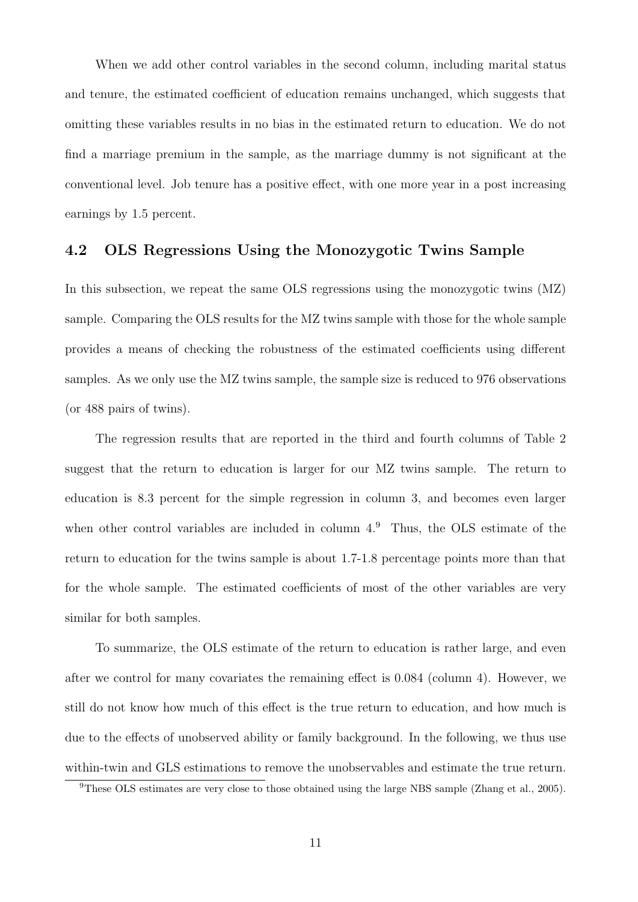When we add other control variables in the second column, including marital status and tenure, the estimated coefficient of education remains unchanged, which suggests that omitting these variables results in no bias in the estimated return to education. We do not find a marriage premium in the sample, as the marriage dummy is not significant at the conventional level. Job tenure has a positive effect, with one more year in a post increasing earnings by 1.5 percent.

### 4.2 OLS Regressions Using the Monozygotic Twins Sample

In this subsection, we repeat the same OLS regressions using the monozygotic twins (MZ) sample. Comparing the OLS results for the MZ twins sample with those for the whole sample provides a means of checking the robustness of the estimated coefficients using different samples. As we only use the MZ twins sample, the sample size is reduced to 976 observations (or 488 pairs of twins).

The regression results that are reported in the third and fourth columns of Table 2 suggest that the return to education is larger for our MZ twins sample. The return to education is 8.3 percent for the simple regression in column 3, and becomes even larger when other control variables are included in column 4.[9] Thus, the OLS estimate of the return to education for the twins sample is about 1.7-1.8 percentage points more than that for the whole sample. The estimated coefficients of most of the other variables are very similar for both samples.

To summarize, the OLS estimate of the return to education is rather large, and even after we control for many covariates the remaining effect is 0.084 (column 4). However, we still do not know how much of this effect is the true return to education, and how much is due to the effects of unobserved ability or family background. In the following, we thus use within-twin and GLS estimations to remove the unobservables and estimate the true return.

[9]These OLS estimates are very close to those obtained using the large NBS sample (Zhang et al., 2005).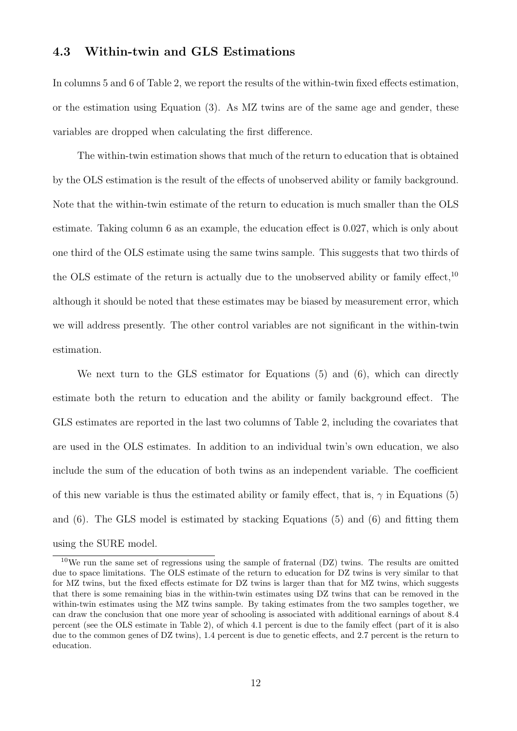### 4.3 Within-twin and GLS Estimations

In columns 5 and 6 of Table 2, we report the results of the within-twin fixed effects estimation, or the estimation using Equation (3). As MZ twins are of the same age and gender, these variables are dropped when calculating the first difference.

The within-twin estimation shows that much of the return to education that is obtained by the OLS estimation is the result of the effects of unobserved ability or family background. Note that the within-twin estimate of the return to education is much smaller than the OLS estimate. Taking column 6 as an example, the education effect is 0.027, which is only about one third of the OLS estimate using the same twins sample. This suggests that two thirds of the OLS estimate of the return is actually due to the unobserved ability or family effect,[10] although it should be noted that these estimates may be biased by measurement error, which we will address presently. The other control variables are not significant in the within-twin estimation.

We next turn to the GLS estimator for Equations (5) and (6), which can directly estimate both the return to education and the ability or family background effect. The GLS estimates are reported in the last two columns of Table 2, including the covariates that are used in the OLS estimates. In addition to an individual twin's own education, we also include the sum of the education of both twins as an independent variable. The coefficient of this new variable is thus the estimated ability or family effect, that is, $\gamma$ in Equations (5) and (6). The GLS model is estimated by stacking Equations (5) and (6) and fitting them using the SURE model.

[10] We run the same set of regressions using the sample of fraternal (DZ) twins. The results are omitted due to space limitations. The OLS estimate of the return to education for DZ twins is very similar to that for MZ twins, but the fixed effects estimate for DZ twins is larger than that for MZ twins, which suggests that there is some remaining bias in the within-twin estimates using DZ twins that can be removed in the within-twin estimates using the MZ twins sample. By taking estimates from the two samples together, we can draw the conclusion that one more year of schooling is associated with additional earnings of about 8.4 percent (see the OLS estimate in Table 2), of which 4.1 percent is due to the family effect (part of it is also due to the common genes of DZ twins), 1.4 percent is due to genetic effects, and 2.7 percent is the return to education.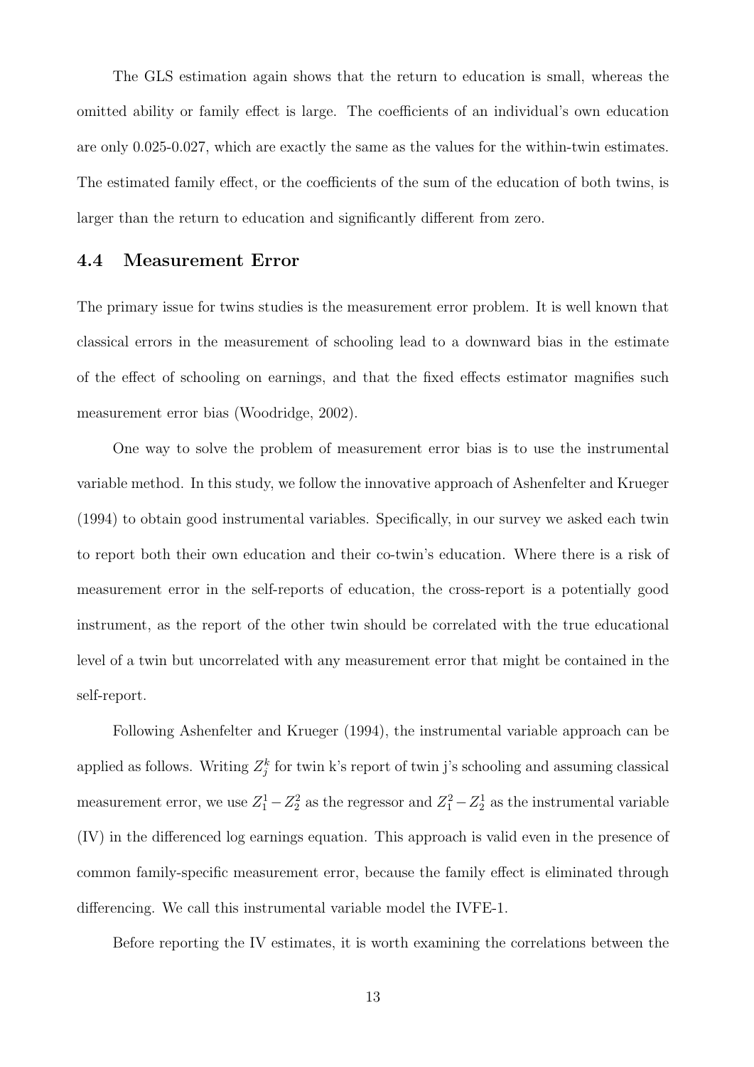The GLS estimation again shows that the return to education is small, whereas the omitted ability or family effect is large. The coefficients of an individual's own education are only 0.025-0.027, which are exactly the same as the values for the within-twin estimates. The estimated family effect, or the coefficients of the sum of the education of both twins, is larger than the return to education and significantly different from zero.

### 4.4 Measurement Error

The primary issue for twins studies is the measurement error problem. It is well known that classical errors in the measurement of schooling lead to a downward bias in the estimate of the effect of schooling on earnings, and that the fixed effects estimator magnifies such measurement error bias (Woodridge, 2002).

One way to solve the problem of measurement error bias is to use the instrumental variable method. In this study, we follow the innovative approach of Ashenfelter and Krueger (1994) to obtain good instrumental variables. Specifically, in our survey we asked each twin to report both their own education and their co-twin's education. Where there is a risk of measurement error in the self-reports of education, the cross-report is a potentially good instrument, as the report of the other twin should be correlated with the true educational level of a twin but uncorrelated with any measurement error that might be contained in the self-report.

Following Ashenfelter and Krueger (1994), the instrumental variable approach can be applied as follows. Writing $Z_j^k$ for twin k's report of twin j's schooling and assuming classical measurement error, we use $Z_1^1 - Z_2^2$ as the regressor and $Z_1^2 - Z_2^1$ as the instrumental variable (IV) in the differenced log earnings equation. This approach is valid even in the presence of common family-specific measurement error, because the family effect is eliminated through differencing. We call this instrumental variable model the IVFE-1.

Before reporting the IV estimates, it is worth examining the correlations between the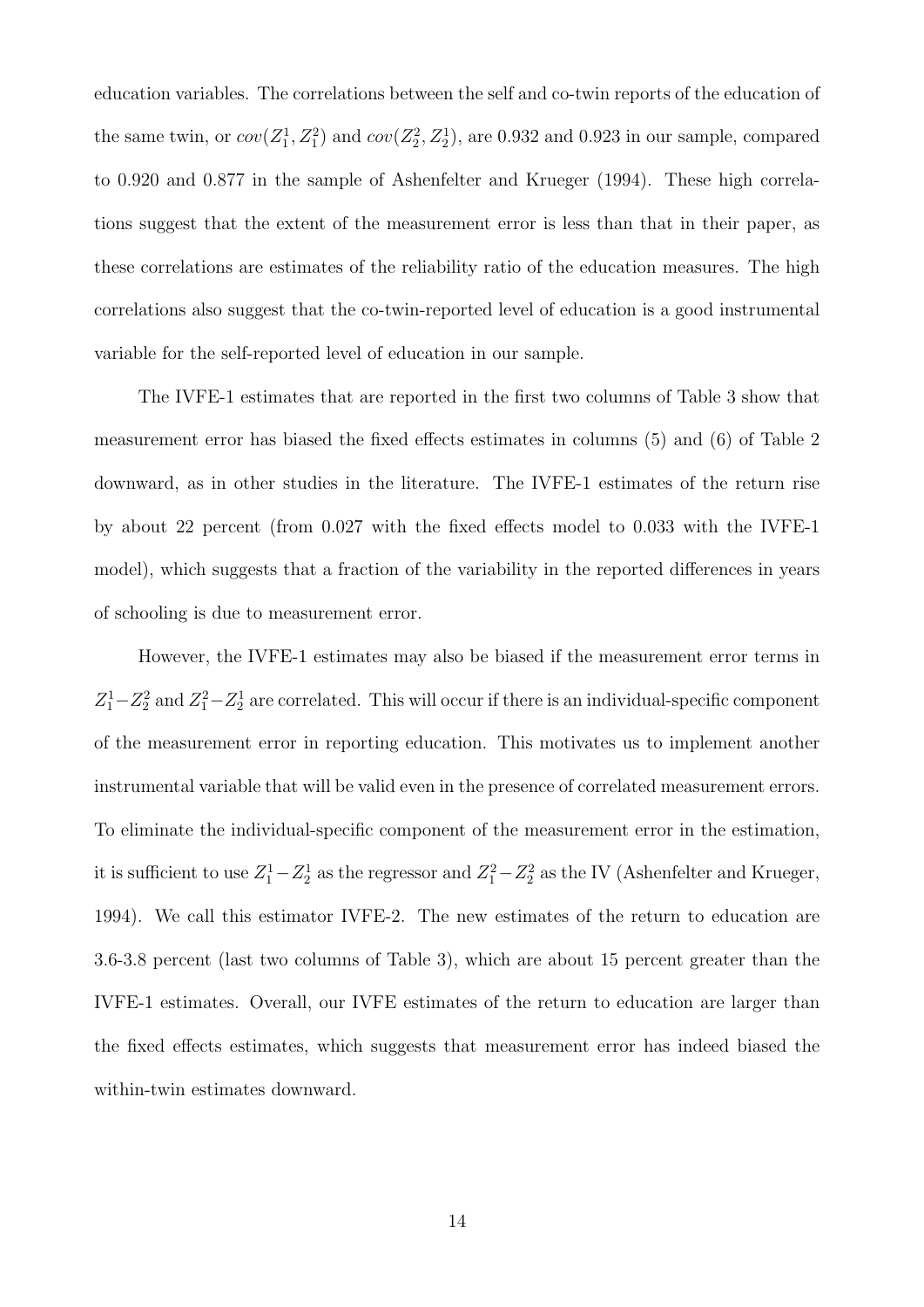education variables. The correlations between the self and co-twin reports of the education of the same twin, or $cov(Z_1^1, Z_1^2)$ and $cov(Z_2^2, Z_2^1)$, are 0.932 and 0.923 in our sample, compared to 0.920 and 0.877 in the sample of Ashenfelter and Krueger (1994). These high correlations suggest that the extent of the measurement error is less than that in their paper, as these correlations are estimates of the reliability ratio of the education measures. The high correlations also suggest that the co-twin-reported level of education is a good instrumental variable for the self-reported level of education in our sample.

The IVFE-1 estimates that are reported in the first two columns of Table 3 show that measurement error has biased the fixed effects estimates in columns (5) and (6) of Table 2 downward, as in other studies in the literature. The IVFE-1 estimates of the return rise by about 22 percent (from 0.027 with the fixed effects model to 0.033 with the IVFE-1 model), which suggests that a fraction of the variability in the reported differences in years of schooling is due to measurement error.

However, the IVFE-1 estimates may also be biased if the measurement error terms in $Z_1^1 - Z_2^2$ and $Z_1^2 - Z_2^1$ are correlated. This will occur if there is an individual-specific component of the measurement error in reporting education. This motivates us to implement another instrumental variable that will be valid even in the presence of correlated measurement errors. To eliminate the individual-specific component of the measurement error in the estimation, it is sufficient to use $Z_1^1 - Z_2^1$ as the regressor and $Z_1^2 - Z_2^2$ as the IV (Ashenfelter and Krueger, 1994). We call this estimator IVFE-2. The new estimates of the return to education are 3.6-3.8 percent (last two columns of Table 3), which are about 15 percent greater than the IVFE-1 estimates. Overall, our IVFE estimates of the return to education are larger than the fixed effects estimates, which suggests that measurement error has indeed biased the within-twin estimates downward.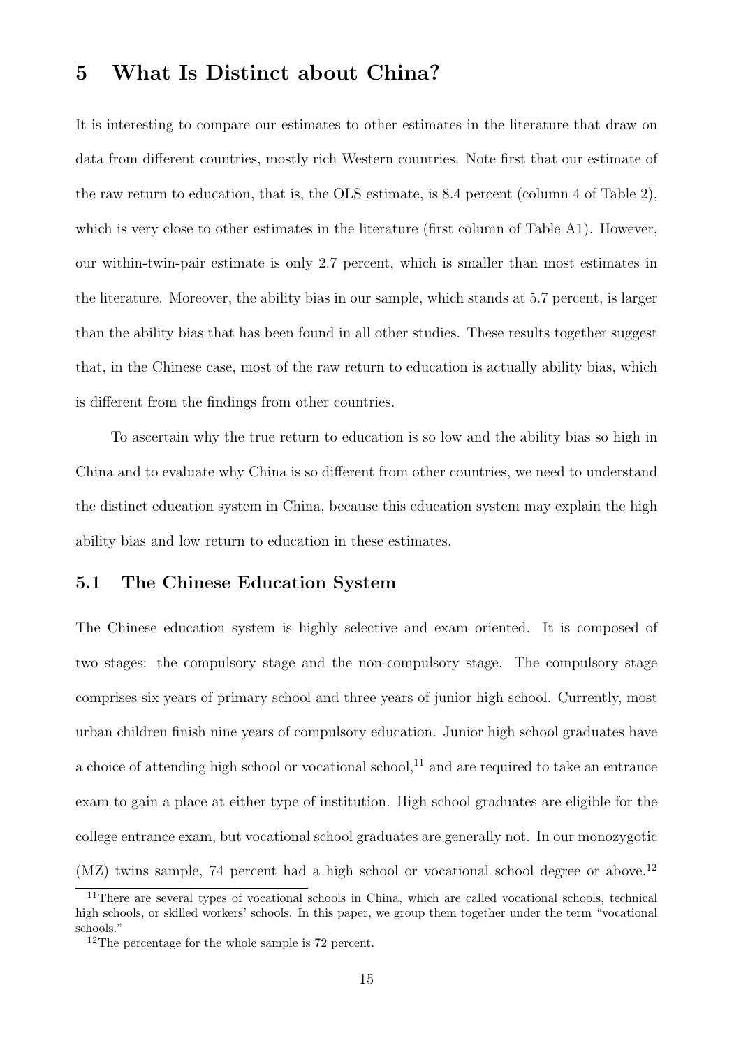# 5 What Is Distinct about China?

It is interesting to compare our estimates to other estimates in the literature that draw on data from different countries, mostly rich Western countries. Note first that our estimate of the raw return to education, that is, the OLS estimate, is 8.4 percent (column 4 of Table 2), which is very close to other estimates in the literature (first column of Table A1). However, our within-twin-pair estimate is only 2.7 percent, which is smaller than most estimates in the literature. Moreover, the ability bias in our sample, which stands at 5.7 percent, is larger than the ability bias that has been found in all other studies. These results together suggest that, in the Chinese case, most of the raw return to education is actually ability bias, which is different from the findings from other countries.

To ascertain why the true return to education is so low and the ability bias so high in China and to evaluate why China is so different from other countries, we need to understand the distinct education system in China, because this education system may explain the high ability bias and low return to education in these estimates.

## 5.1 The Chinese Education System

The Chinese education system is highly selective and exam oriented. It is composed of two stages: the compulsory stage and the non-compulsory stage. The compulsory stage comprises six years of primary school and three years of junior high school. Currently, most urban children finish nine years of compulsory education. Junior high school graduates have a choice of attending high school or vocational school,[11] and are required to take an entrance exam to gain a place at either type of institution. High school graduates are eligible for the college entrance exam, but vocational school graduates are generally not. In our monozygotic (MZ) twins sample, 74 percent had a high school or vocational school degree or above.[12]

[11] There are several types of vocational schools in China, which are called vocational schools, technical high schools, or skilled workers' schools. In this paper, we group them together under the term "vocational schools."

[12] The percentage for the whole sample is 72 percent.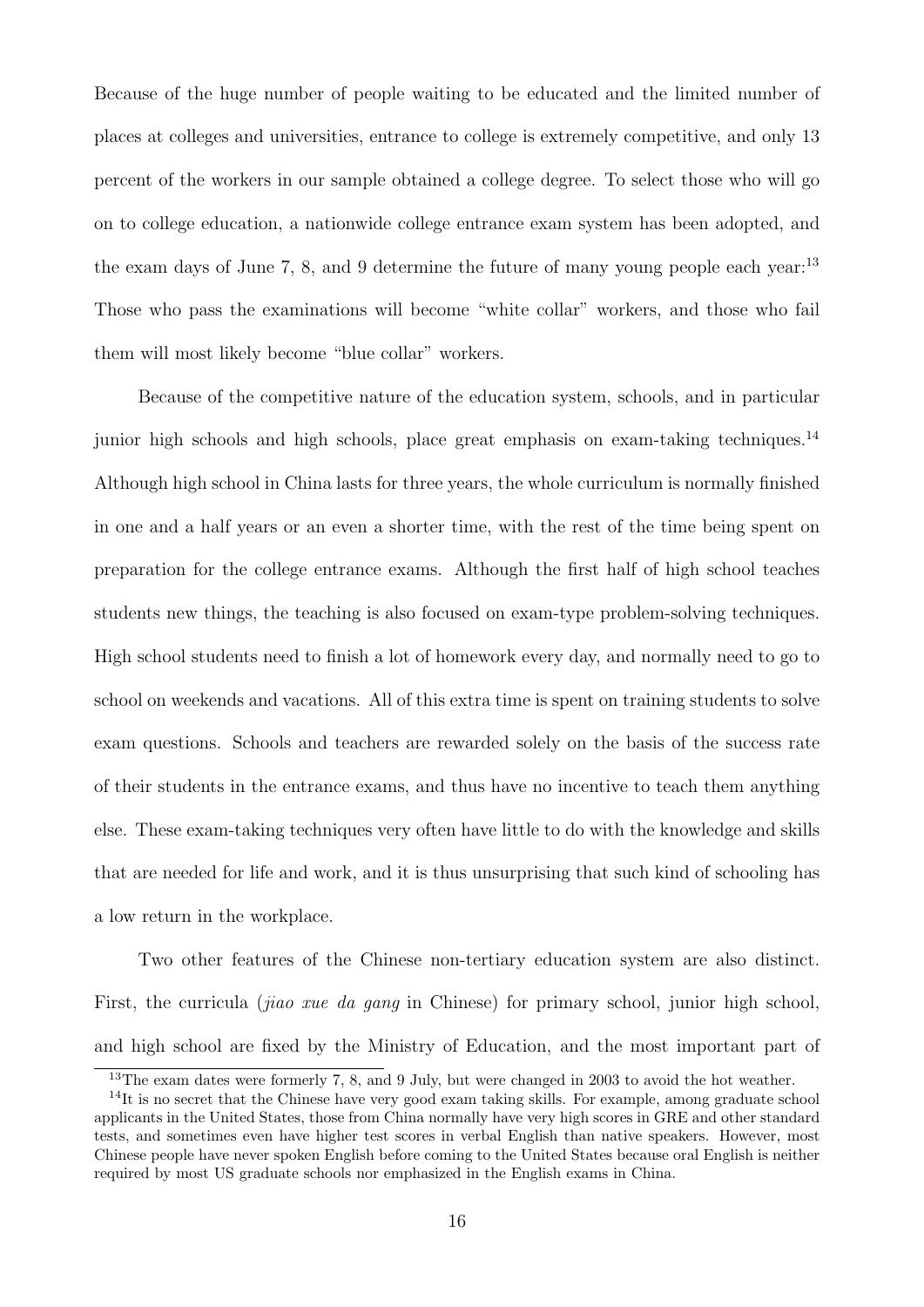Because of the huge number of people waiting to be educated and the limited number of places at colleges and universities, entrance to college is extremely competitive, and only 13 percent of the workers in our sample obtained a college degree. To select those who will go on to college education, a nationwide college entrance exam system has been adopted, and the exam days of June 7, 8, and 9 determine the future of many young people each year:[13] Those who pass the examinations will become "white collar" workers, and those who fail them will most likely become "blue collar" workers.

Because of the competitive nature of the education system, schools, and in particular junior high schools and high schools, place great emphasis on exam-taking techniques.[14] Although high school in China lasts for three years, the whole curriculum is normally finished in one and a half years or an even a shorter time, with the rest of the time being spent on preparation for the college entrance exams. Although the first half of high school teaches students new things, the teaching is also focused on exam-type problem-solving techniques. High school students need to finish a lot of homework every day, and normally need to go to school on weekends and vacations. All of this extra time is spent on training students to solve exam questions. Schools and teachers are rewarded solely on the basis of the success rate of their students in the entrance exams, and thus have no incentive to teach them anything else. These exam-taking techniques very often have little to do with the knowledge and skills that are needed for life and work, and it is thus unsurprising that such kind of schooling has a low return in the workplace.

Two other features of the Chinese non-tertiary education system are also distinct. First, the curricula (*jiao xue da gang* in Chinese) for primary school, junior high school, and high school are fixed by the Ministry of Education, and the most important part of

[13] The exam dates were formerly 7, 8, and 9 July, but were changed in 2003 to avoid the hot weather.

[14] It is no secret that the Chinese have very good exam taking skills. For example, among graduate school applicants in the United States, those from China normally have very high scores in GRE and other standard tests, and sometimes even have higher test scores in verbal English than native speakers. However, most Chinese people have never spoken English before coming to the United States because oral English is neither required by most US graduate schools nor emphasized in the English exams in China.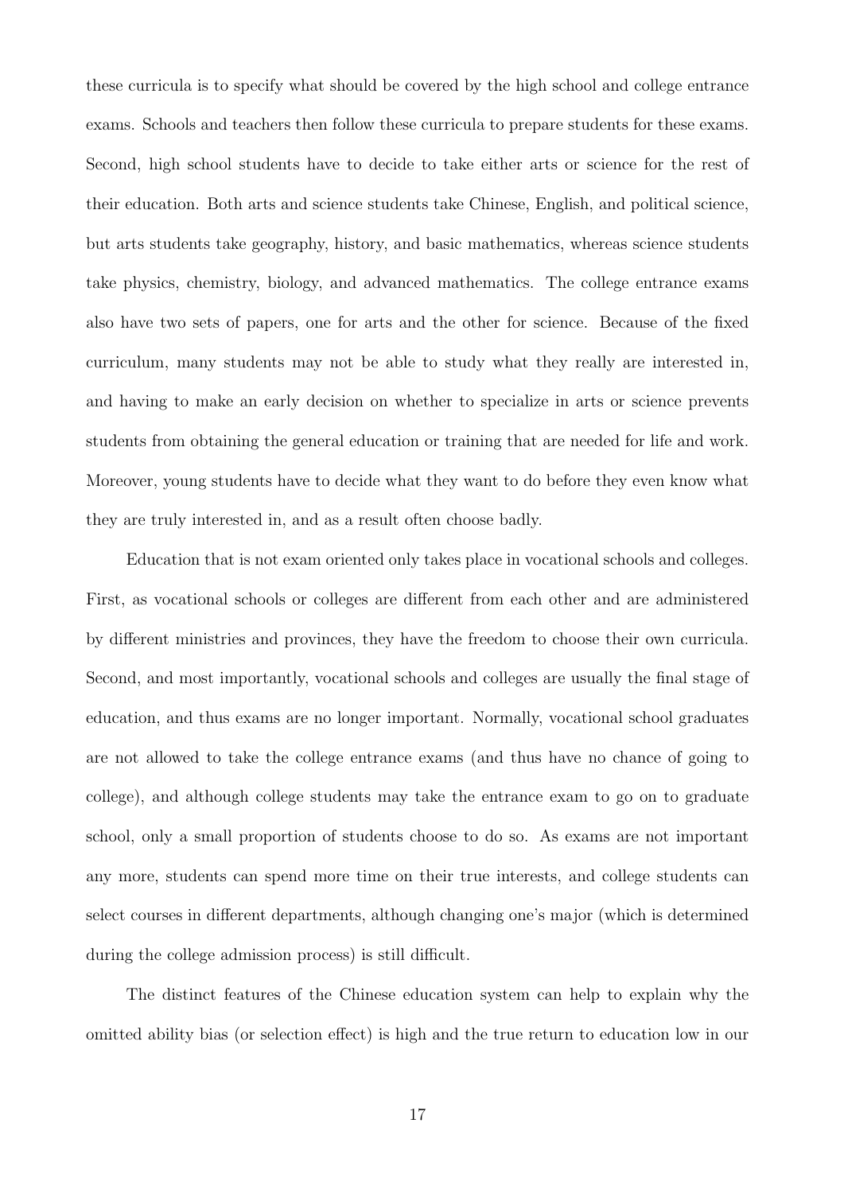these curricula is to specify what should be covered by the high school and college entrance exams. Schools and teachers then follow these curricula to prepare students for these exams. Second, high school students have to decide to take either arts or science for the rest of their education. Both arts and science students take Chinese, English, and political science, but arts students take geography, history, and basic mathematics, whereas science students take physics, chemistry, biology, and advanced mathematics. The college entrance exams also have two sets of papers, one for arts and the other for science. Because of the fixed curriculum, many students may not be able to study what they really are interested in, and having to make an early decision on whether to specialize in arts or science prevents students from obtaining the general education or training that are needed for life and work. Moreover, young students have to decide what they want to do before they even know what they are truly interested in, and as a result often choose badly.

Education that is not exam oriented only takes place in vocational schools and colleges. First, as vocational schools or colleges are different from each other and are administered by different ministries and provinces, they have the freedom to choose their own curricula. Second, and most importantly, vocational schools and colleges are usually the final stage of education, and thus exams are no longer important. Normally, vocational school graduates are not allowed to take the college entrance exams (and thus have no chance of going to college), and although college students may take the entrance exam to go on to graduate school, only a small proportion of students choose to do so. As exams are not important any more, students can spend more time on their true interests, and college students can select courses in different departments, although changing one's major (which is determined during the college admission process) is still difficult.

The distinct features of the Chinese education system can help to explain why the omitted ability bias (or selection effect) is high and the true return to education low in our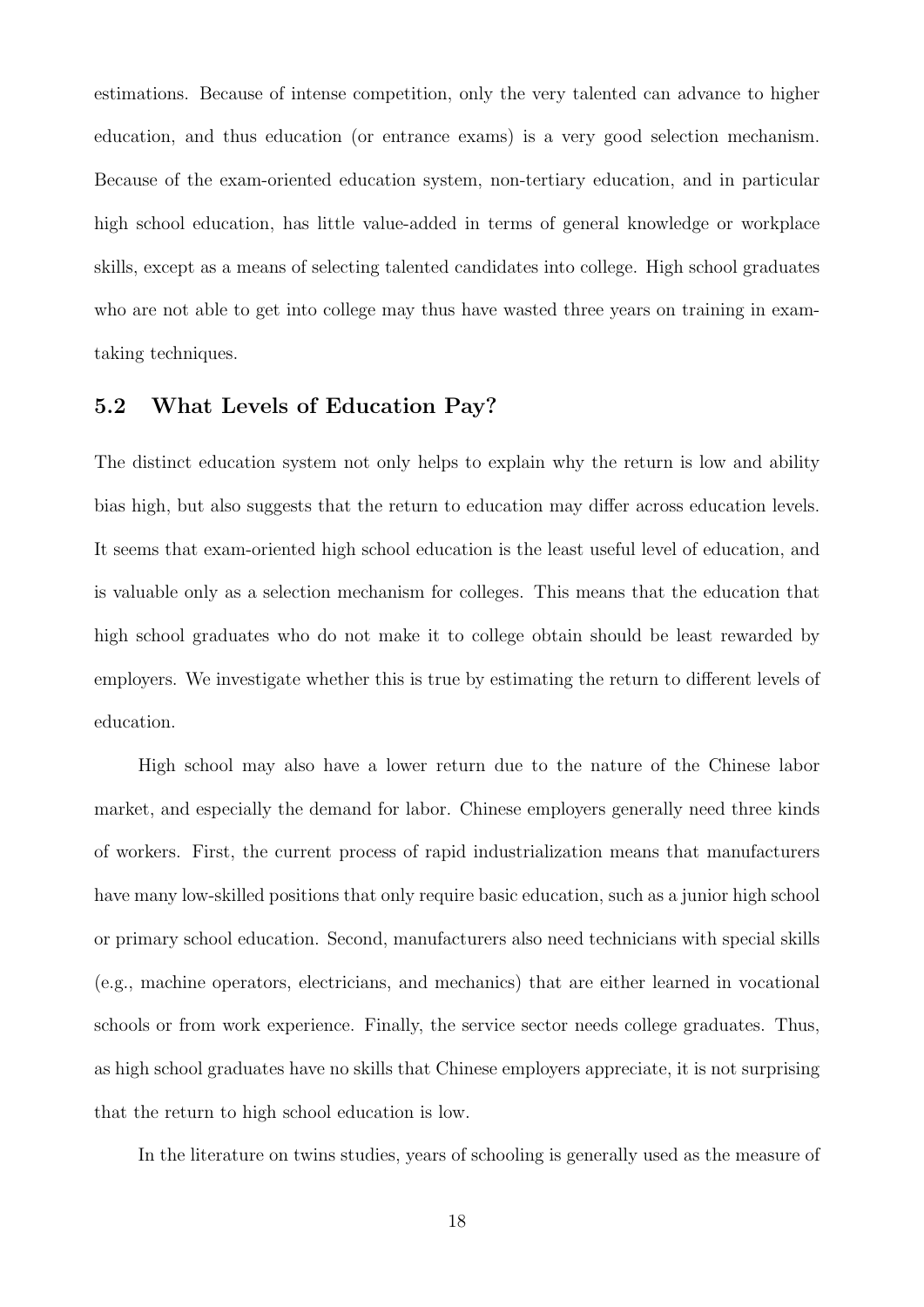estimations. Because of intense competition, only the very talented can advance to higher education, and thus education (or entrance exams) is a very good selection mechanism. Because of the exam-oriented education system, non-tertiary education, and in particular high school education, has little value-added in terms of general knowledge or workplace skills, except as a means of selecting talented candidates into college. High school graduates who are not able to get into college may thus have wasted three years on training in exam-taking techniques.

## 5.2 What Levels of Education Pay?

The distinct education system not only helps to explain why the return is low and ability bias high, but also suggests that the return to education may differ across education levels. It seems that exam-oriented high school education is the least useful level of education, and is valuable only as a selection mechanism for colleges. This means that the education that high school graduates who do not make it to college obtain should be least rewarded by employers. We investigate whether this is true by estimating the return to different levels of education.

High school may also have a lower return due to the nature of the Chinese labor market, and especially the demand for labor. Chinese employers generally need three kinds of workers. First, the current process of rapid industrialization means that manufacturers have many low-skilled positions that only require basic education, such as a junior high school or primary school education. Second, manufacturers also need technicians with special skills (e.g., machine operators, electricians, and mechanics) that are either learned in vocational schools or from work experience. Finally, the service sector needs college graduates. Thus, as high school graduates have no skills that Chinese employers appreciate, it is not surprising that the return to high school education is low.

In the literature on twins studies, years of schooling is generally used as the measure of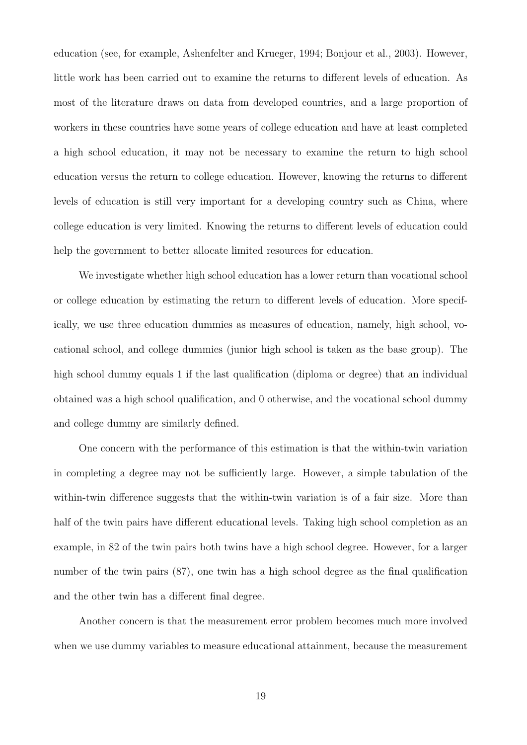education (see, for example, Ashenfelter and Krueger, 1994; Bonjour et al., 2003). However, little work has been carried out to examine the returns to different levels of education. As most of the literature draws on data from developed countries, and a large proportion of workers in these countries have some years of college education and have at least completed a high school education, it may not be necessary to examine the return to high school education versus the return to college education. However, knowing the returns to different levels of education is still very important for a developing country such as China, where college education is very limited. Knowing the returns to different levels of education could help the government to better allocate limited resources for education.

We investigate whether high school education has a lower return than vocational school or college education by estimating the return to different levels of education. More specifically, we use three education dummies as measures of education, namely, high school, vocational school, and college dummies (junior high school is taken as the base group). The high school dummy equals 1 if the last qualification (diploma or degree) that an individual obtained was a high school qualification, and 0 otherwise, and the vocational school dummy and college dummy are similarly defined.

One concern with the performance of this estimation is that the within-twin variation in completing a degree may not be sufficiently large. However, a simple tabulation of the within-twin difference suggests that the within-twin variation is of a fair size. More than half of the twin pairs have different educational levels. Taking high school completion as an example, in 82 of the twin pairs both twins have a high school degree. However, for a larger number of the twin pairs (87), one twin has a high school degree as the final qualification and the other twin has a different final degree.

Another concern is that the measurement error problem becomes much more involved when we use dummy variables to measure educational attainment, because the measurement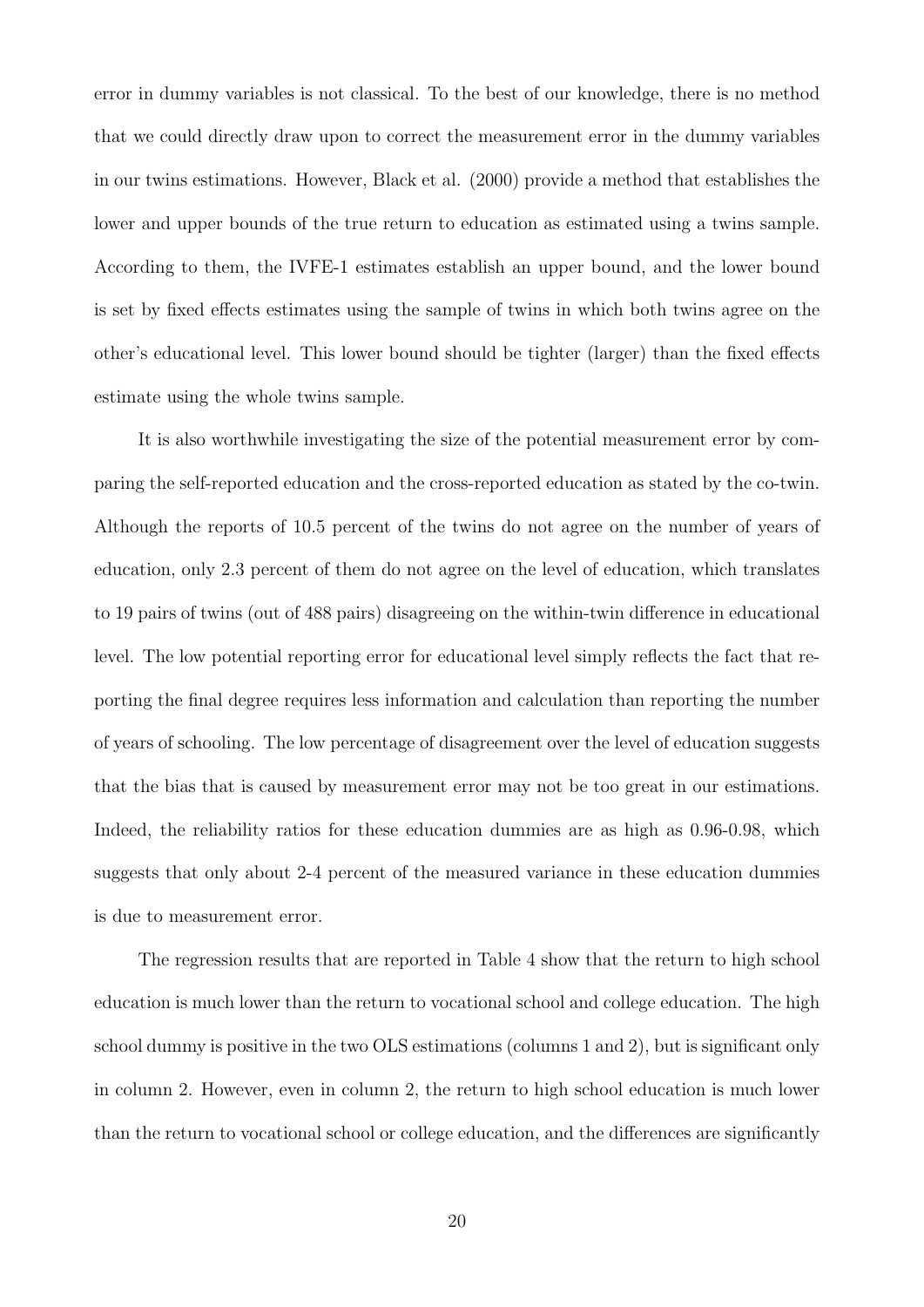error in dummy variables is not classical. To the best of our knowledge, there is no method that we could directly draw upon to correct the measurement error in the dummy variables in our twins estimations. However, Black et al. (2000) provide a method that establishes the lower and upper bounds of the true return to education as estimated using a twins sample. According to them, the IVFE-1 estimates establish an upper bound, and the lower bound is set by fixed effects estimates using the sample of twins in which both twins agree on the other's educational level. This lower bound should be tighter (larger) than the fixed effects estimate using the whole twins sample.

It is also worthwhile investigating the size of the potential measurement error by comparing the self-reported education and the cross-reported education as stated by the co-twin. Although the reports of 10.5 percent of the twins do not agree on the number of years of education, only 2.3 percent of them do not agree on the level of education, which translates to 19 pairs of twins (out of 488 pairs) disagreeing on the within-twin difference in educational level. The low potential reporting error for educational level simply reflects the fact that reporting the final degree requires less information and calculation than reporting the number of years of schooling. The low percentage of disagreement over the level of education suggests that the bias that is caused by measurement error may not be too great in our estimations. Indeed, the reliability ratios for these education dummies are as high as 0.96-0.98, which suggests that only about 2-4 percent of the measured variance in these education dummies is due to measurement error.

The regression results that are reported in Table 4 show that the return to high school education is much lower than the return to vocational school and college education. The high school dummy is positive in the two OLS estimations (columns 1 and 2), but is significant only in column 2. However, even in column 2, the return to high school education is much lower than the return to vocational school or college education, and the differences are significantly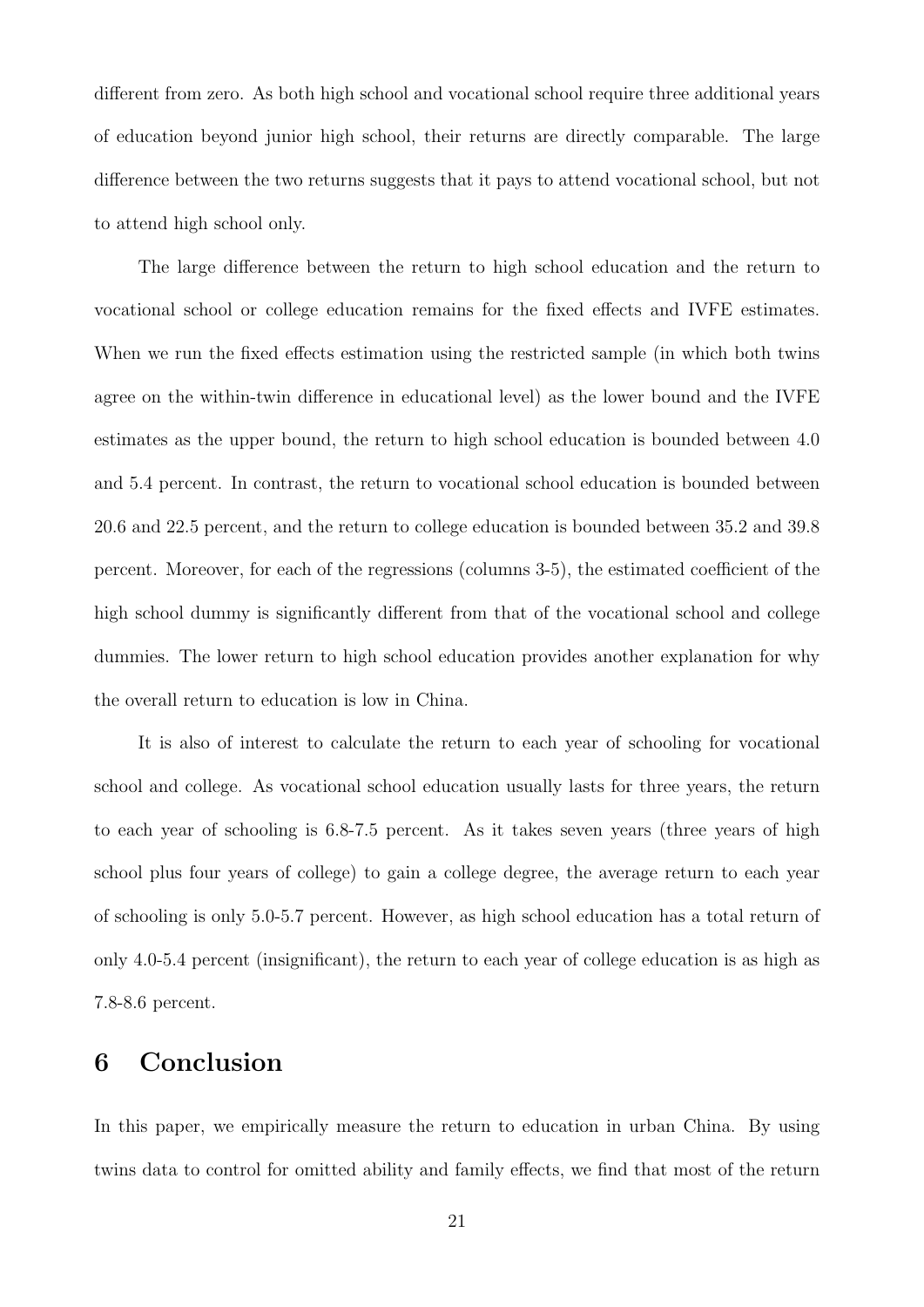different from zero. As both high school and vocational school require three additional years of education beyond junior high school, their returns are directly comparable. The large difference between the two returns suggests that it pays to attend vocational school, but not to attend high school only.

The large difference between the return to high school education and the return to vocational school or college education remains for the fixed effects and IVFE estimates. When we run the fixed effects estimation using the restricted sample (in which both twins agree on the within-twin difference in educational level) as the lower bound and the IVFE estimates as the upper bound, the return to high school education is bounded between 4.0 and 5.4 percent. In contrast, the return to vocational school education is bounded between 20.6 and 22.5 percent, and the return to college education is bounded between 35.2 and 39.8 percent. Moreover, for each of the regressions (columns 3-5), the estimated coefficient of the high school dummy is significantly different from that of the vocational school and college dummies. The lower return to high school education provides another explanation for why the overall return to education is low in China.

It is also of interest to calculate the return to each year of schooling for vocational school and college. As vocational school education usually lasts for three years, the return to each year of schooling is 6.8-7.5 percent. As it takes seven years (three years of high school plus four years of college) to gain a college degree, the average return to each year of schooling is only 5.0-5.7 percent. However, as high school education has a total return of only 4.0-5.4 percent (insignificant), the return to each year of college education is as high as 7.8-8.6 percent.

# 6 Conclusion

In this paper, we empirically measure the return to education in urban China. By using twins data to control for omitted ability and family effects, we find that most of the return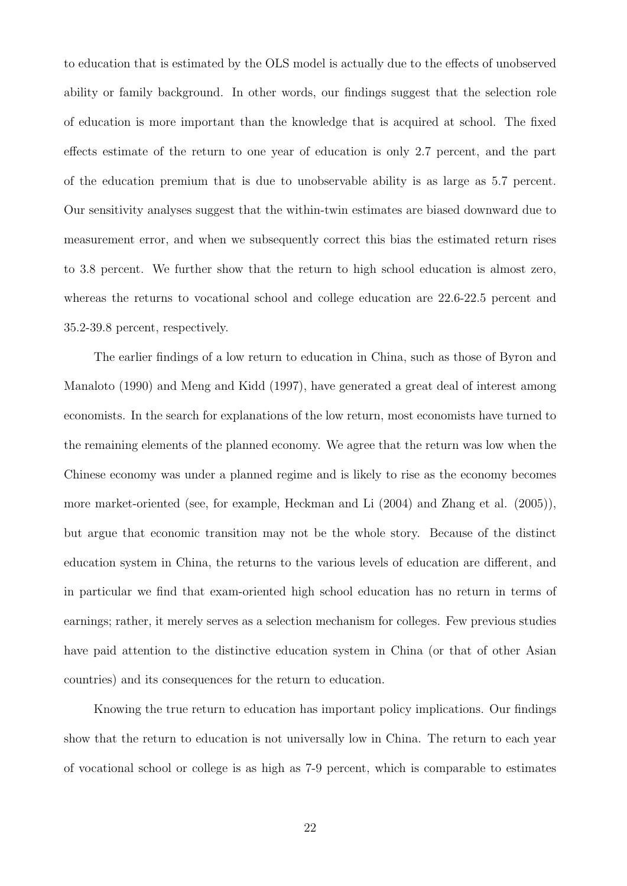to education that is estimated by the OLS model is actually due to the effects of unobserved ability or family background. In other words, our findings suggest that the selection role of education is more important than the knowledge that is acquired at school. The fixed effects estimate of the return to one year of education is only 2.7 percent, and the part of the education premium that is due to unobservable ability is as large as 5.7 percent. Our sensitivity analyses suggest that the within-twin estimates are biased downward due to measurement error, and when we subsequently correct this bias the estimated return rises to 3.8 percent. We further show that the return to high school education is almost zero, whereas the returns to vocational school and college education are 22.6-22.5 percent and 35.2-39.8 percent, respectively.

The earlier findings of a low return to education in China, such as those of Byron and Manaloto (1990) and Meng and Kidd (1997), have generated a great deal of interest among economists. In the search for explanations of the low return, most economists have turned to the remaining elements of the planned economy. We agree that the return was low when the Chinese economy was under a planned regime and is likely to rise as the economy becomes more market-oriented (see, for example, Heckman and Li (2004) and Zhang et al. (2005)), but argue that economic transition may not be the whole story. Because of the distinct education system in China, the returns to the various levels of education are different, and in particular we find that exam-oriented high school education has no return in terms of earnings; rather, it merely serves as a selection mechanism for colleges. Few previous studies have paid attention to the distinctive education system in China (or that of other Asian countries) and its consequences for the return to education.

Knowing the true return to education has important policy implications. Our findings show that the return to education is not universally low in China. The return to each year of vocational school or college is as high as 7-9 percent, which is comparable to estimates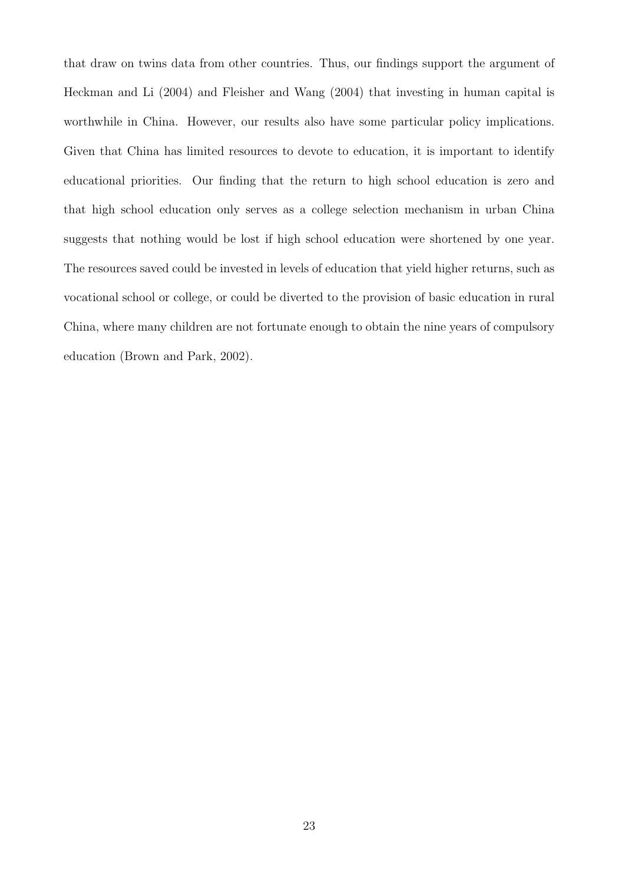that draw on twins data from other countries. Thus, our findings support the argument of Heckman and Li (2004) and Fleisher and Wang (2004) that investing in human capital is worthwhile in China. However, our results also have some particular policy implications. Given that China has limited resources to devote to education, it is important to identify educational priorities. Our finding that the return to high school education is zero and that high school education only serves as a college selection mechanism in urban China suggests that nothing would be lost if high school education were shortened by one year. The resources saved could be invested in levels of education that yield higher returns, such as vocational school or college, or could be diverted to the provision of basic education in rural China, where many children are not fortunate enough to obtain the nine years of compulsory education (Brown and Park, 2002).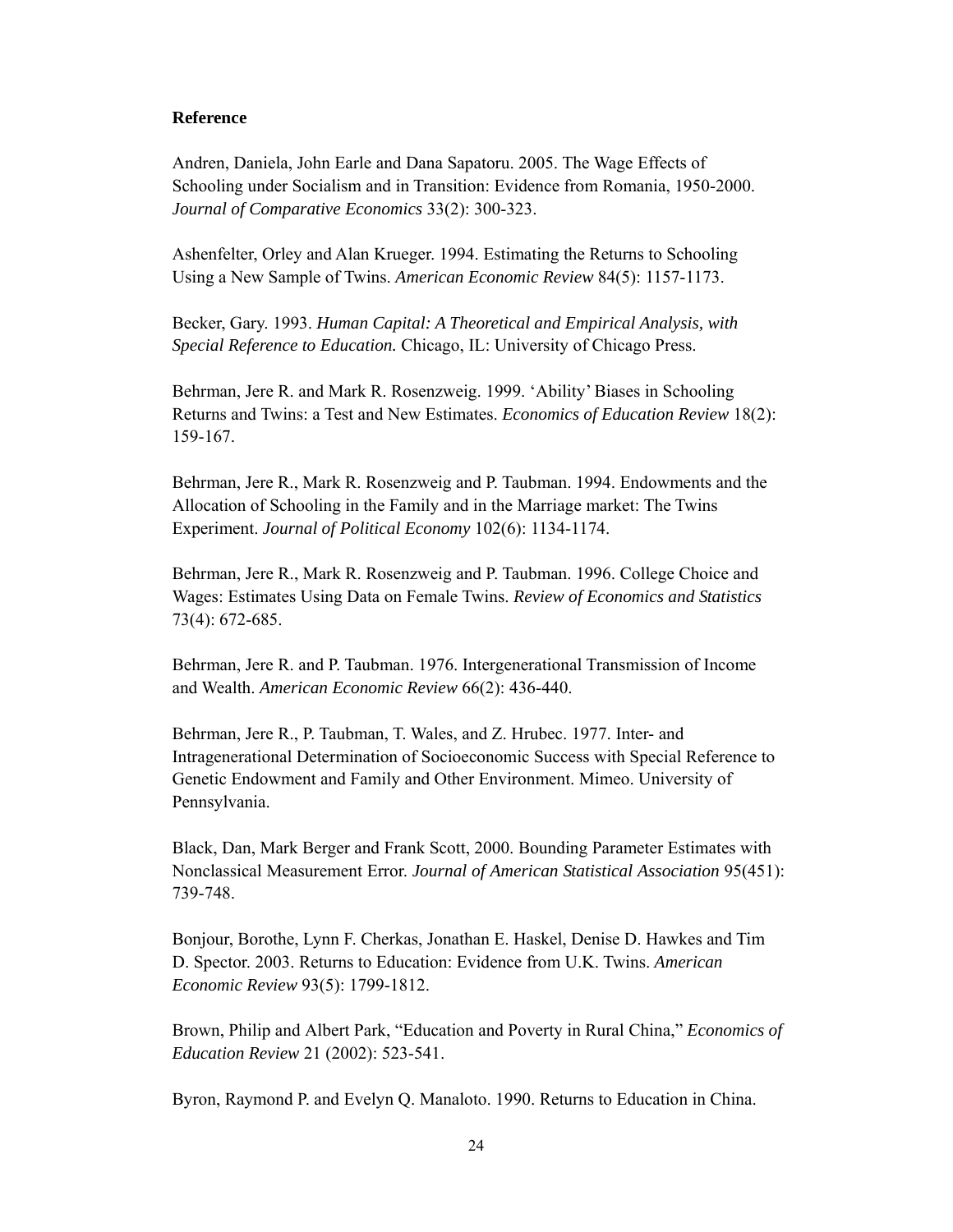**Reference**

Andren, Daniela, John Earle and Dana Sapatoru. 2005. The Wage Effects of Schooling under Socialism and in Transition: Evidence from Romania, 1950-2000. *Journal of Comparative Economics* 33(2): 300-323.

Ashenfelter, Orley and Alan Krueger. 1994. Estimating the Returns to Schooling Using a New Sample of Twins. *American Economic Review* 84(5): 1157-1173.

Becker, Gary. 1993. *Human Capital: A Theoretical and Empirical Analysis, with Special Reference to Education.* Chicago, IL: University of Chicago Press.

Behrman, Jere R. and Mark R. Rosenzweig. 1999. 'Ability' Biases in Schooling Returns and Twins: a Test and New Estimates. *Economics of Education Review* 18(2): 159-167.

Behrman, Jere R., Mark R. Rosenzweig and P. Taubman. 1994. Endowments and the Allocation of Schooling in the Family and in the Marriage market: The Twins Experiment. *Journal of Political Economy* 102(6): 1134-1174.

Behrman, Jere R., Mark R. Rosenzweig and P. Taubman. 1996. College Choice and Wages: Estimates Using Data on Female Twins. *Review of Economics and Statistics* 73(4): 672-685.

Behrman, Jere R. and P. Taubman. 1976. Intergenerational Transmission of Income and Wealth. *American Economic Review* 66(2): 436-440.

Behrman, Jere R., P. Taubman, T. Wales, and Z. Hrubec. 1977. Inter- and Intragenerational Determination of Socioeconomic Success with Special Reference to Genetic Endowment and Family and Other Environment. Mimeo. University of Pennsylvania.

Black, Dan, Mark Berger and Frank Scott, 2000. Bounding Parameter Estimates with Nonclassical Measurement Error. *Journal of American Statistical Association* 95(451): 739-748.

Bonjour, Borothe, Lynn F. Cherkas, Jonathan E. Haskel, Denise D. Hawkes and Tim D. Spector. 2003. Returns to Education: Evidence from U.K. Twins. *American Economic Review* 93(5): 1799-1812.

Brown, Philip and Albert Park, "Education and Poverty in Rural China," *Economics of Education Review* 21 (2002): 523-541.

Byron, Raymond P. and Evelyn Q. Manaloto. 1990. Returns to Education in China.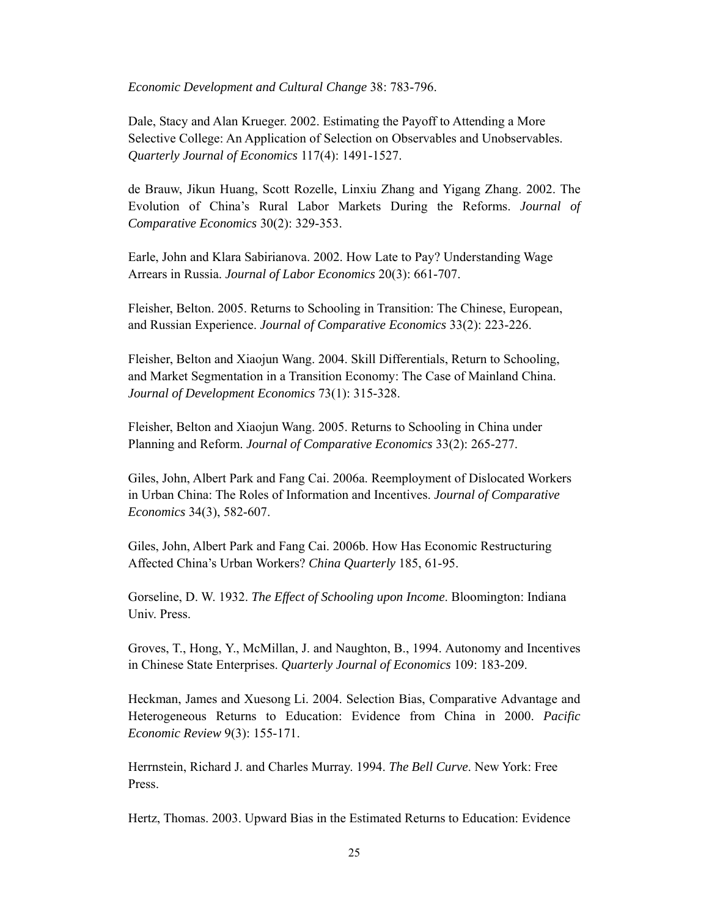*Economic Development and Cultural Change* 38: 783-796.

Dale, Stacy and Alan Krueger. 2002. Estimating the Payoff to Attending a More Selective College: An Application of Selection on Observables and Unobservables. *Quarterly Journal of Economics* 117(4): 1491-1527.

de Brauw, Jikun Huang, Scott Rozelle, Linxiu Zhang and Yigang Zhang. 2002. The Evolution of China's Rural Labor Markets During the Reforms. *Journal of Comparative Economics* 30(2): 329-353.

Earle, John and Klara Sabirianova. 2002. How Late to Pay? Understanding Wage Arrears in Russia. *Journal of Labor Economics* 20(3): 661-707.

Fleisher, Belton. 2005. Returns to Schooling in Transition: The Chinese, European, and Russian Experience. *Journal of Comparative Economics* 33(2): 223-226.

Fleisher, Belton and Xiaojun Wang. 2004. Skill Differentials, Return to Schooling, and Market Segmentation in a Transition Economy: The Case of Mainland China. *Journal of Development Economics* 73(1): 315-328.

Fleisher, Belton and Xiaojun Wang. 2005. Returns to Schooling in China under Planning and Reform. *Journal of Comparative Economics* 33(2): 265-277.

Giles, John, Albert Park and Fang Cai. 2006a. Reemployment of Dislocated Workers in Urban China: The Roles of Information and Incentives. *Journal of Comparative Economics* 34(3), 582-607.

Giles, John, Albert Park and Fang Cai. 2006b. How Has Economic Restructuring Affected China's Urban Workers? *China Quarterly* 185, 61-95.

Gorseline, D. W. 1932. *The Effect of Schooling upon Income*. Bloomington: Indiana Univ. Press.

Groves, T., Hong, Y., McMillan, J. and Naughton, B., 1994. Autonomy and Incentives in Chinese State Enterprises. *Quarterly Journal of Economics* 109: 183-209.

Heckman, James and Xuesong Li. 2004. Selection Bias, Comparative Advantage and Heterogeneous Returns to Education: Evidence from China in 2000. *Pacific Economic Review* 9(3): 155-171.

Herrnstein, Richard J. and Charles Murray. 1994. *The Bell Curve*. New York: Free Press.

Hertz, Thomas. 2003. Upward Bias in the Estimated Returns to Education: Evidence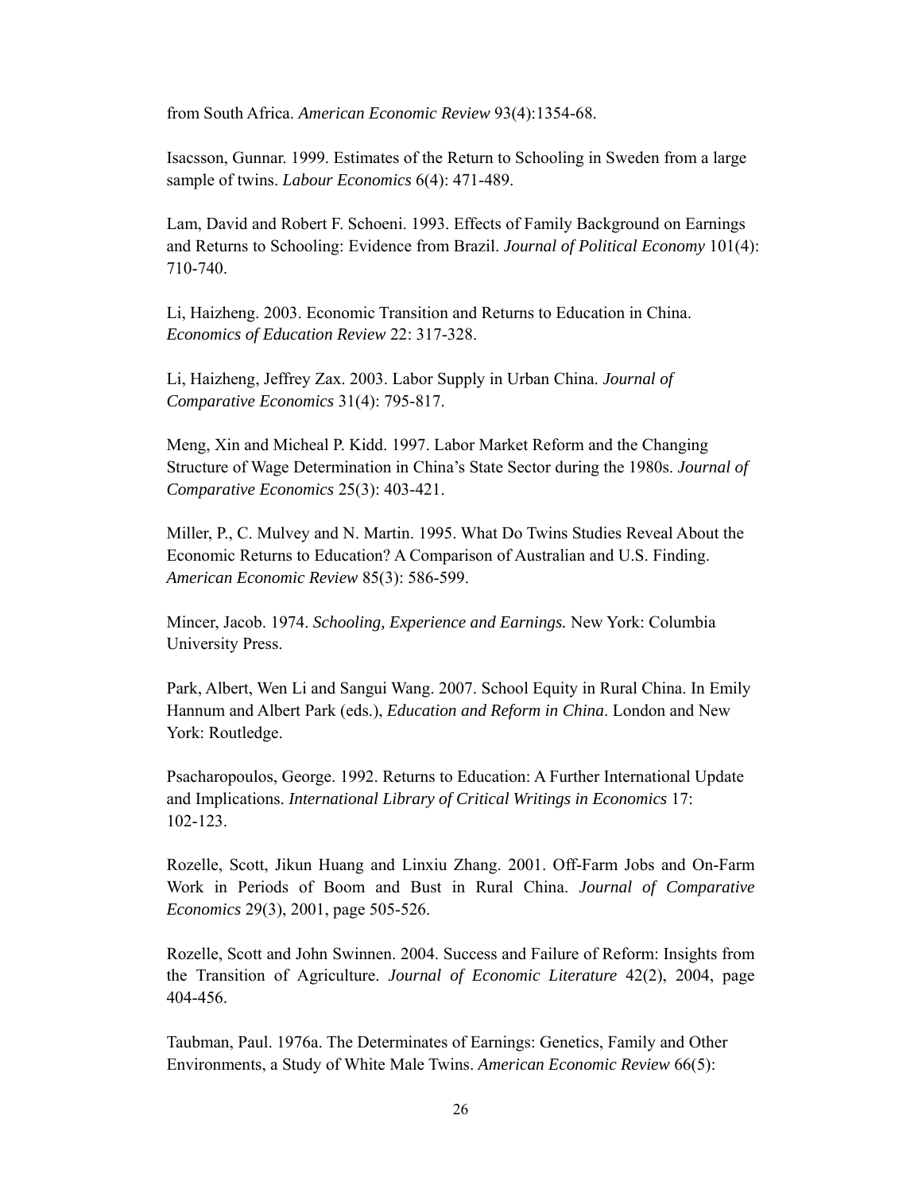from South Africa. *American Economic Review* 93(4):1354-68.

Isacsson, Gunnar. 1999. Estimates of the Return to Schooling in Sweden from a large sample of twins. *Labour Economics* 6(4): 471-489.

Lam, David and Robert F. Schoeni. 1993. Effects of Family Background on Earnings and Returns to Schooling: Evidence from Brazil. *Journal of Political Economy* 101(4): 710-740.

Li, Haizheng. 2003. Economic Transition and Returns to Education in China. *Economics of Education Review* 22: 317-328.

Li, Haizheng, Jeffrey Zax. 2003. Labor Supply in Urban China. *Journal of Comparative Economics* 31(4): 795-817.

Meng, Xin and Micheal P. Kidd. 1997. Labor Market Reform and the Changing Structure of Wage Determination in China's State Sector during the 1980s. *Journal of Comparative Economics* 25(3): 403-421.

Miller, P., C. Mulvey and N. Martin. 1995. What Do Twins Studies Reveal About the Economic Returns to Education? A Comparison of Australian and U.S. Finding. *American Economic Review* 85(3): 586-599.

Mincer, Jacob. 1974. *Schooling, Experience and Earnings.* New York: Columbia University Press.

Park, Albert, Wen Li and Sangui Wang. 2007. School Equity in Rural China. In Emily Hannum and Albert Park (eds.), *Education and Reform in China*. London and New York: Routledge.

Psacharopoulos, George. 1992. Returns to Education: A Further International Update and Implications. *International Library of Critical Writings in Economics* 17: 102-123.

Rozelle, Scott, Jikun Huang and Linxiu Zhang. 2001. Off-Farm Jobs and On-Farm Work in Periods of Boom and Bust in Rural China. *Journal of Comparative Economics* 29(3), 2001, page 505-526.

Rozelle, Scott and John Swinnen. 2004. Success and Failure of Reform: Insights from the Transition of Agriculture. *Journal of Economic Literature* 42(2), 2004, page 404-456.

Taubman, Paul. 1976a. The Determinates of Earnings: Genetics, Family and Other Environments, a Study of White Male Twins. *American Economic Review* 66(5):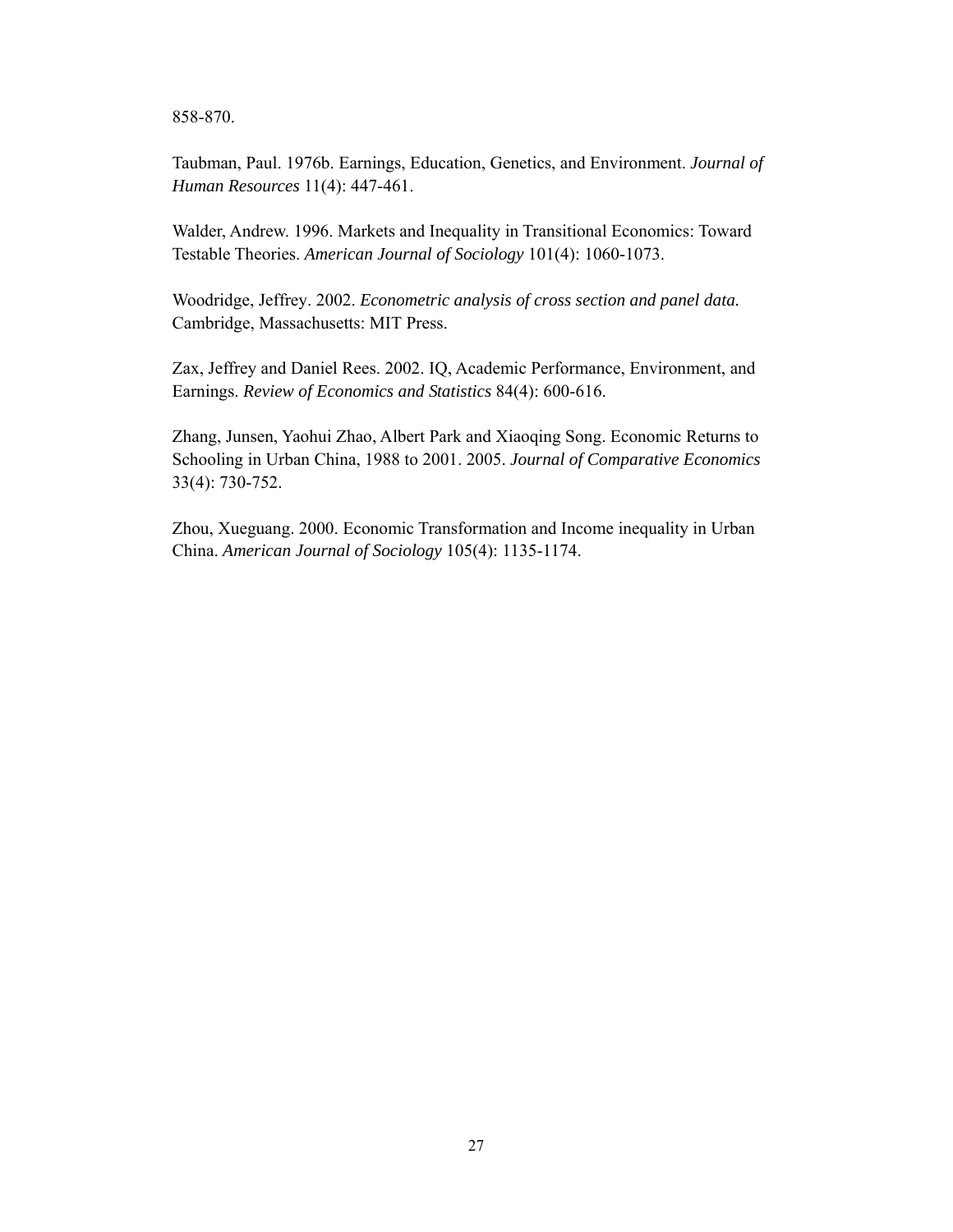858-870.

Taubman, Paul. 1976b. Earnings, Education, Genetics, and Environment. *Journal of Human Resources* 11(4): 447-461.

Walder, Andrew. 1996. Markets and Inequality in Transitional Economics: Toward Testable Theories. *American Journal of Sociology* 101(4): 1060-1073.

Woodridge, Jeffrey. 2002. *Econometric analysis of cross section and panel data.* Cambridge, Massachusetts: MIT Press.

Zax, Jeffrey and Daniel Rees. 2002. IQ, Academic Performance, Environment, and Earnings. *Review of Economics and Statistics* 84(4): 600-616.

Zhang, Junsen, Yaohui Zhao, Albert Park and Xiaoqing Song. Economic Returns to Schooling in Urban China, 1988 to 2001. 2005. *Journal of Comparative Economics* 33(4): 730-752.

Zhou, Xueguang. 2000. Economic Transformation and Income inequality in Urban China. *American Journal of Sociology* 105(4): 1135-1174.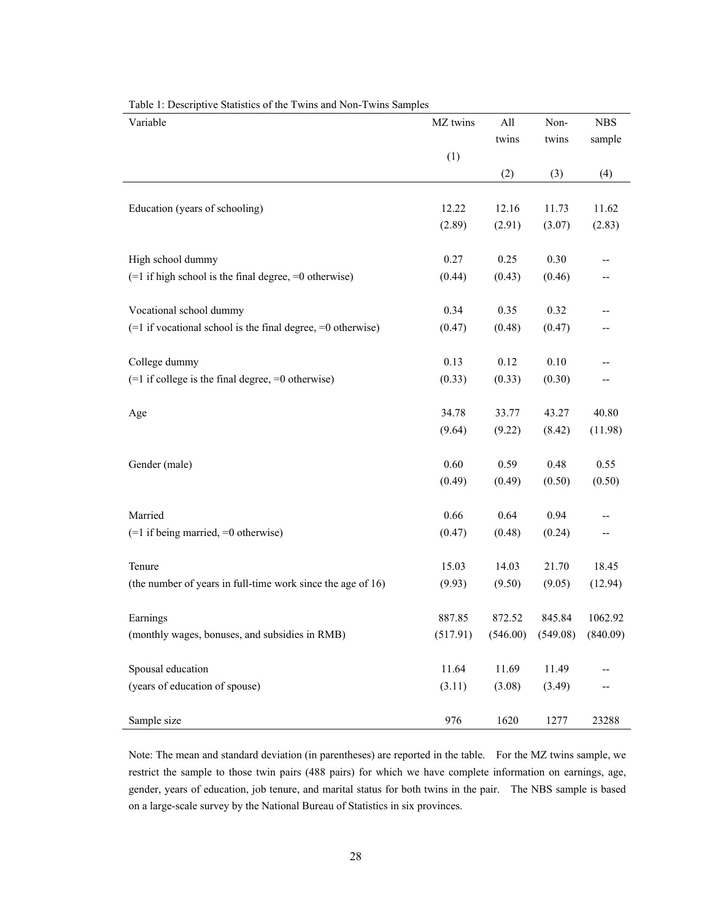Table 1: Descriptive Statistics of the Twins and Non-Twins Samples

| Variable | MZ twins (1) | All twins (2) | Non-twins (3) | NBS sample (4) |
|---|---|---|---|---|
| Education (years of schooling) | 12.22 | 12.16 | 11.73 | 11.62 |
| | (2.89) | (2.91) | (3.07) | (2.83) |
| High school dummy | 0.27 | 0.25 | 0.30 | -- |
| (=1 if high school is the final degree, =0 otherwise) | (0.44) | (0.43) | (0.46) | -- |
| Vocational school dummy | 0.34 | 0.35 | 0.32 | -- |
| (=1 if vocational school is the final degree, =0 otherwise) | (0.47) | (0.48) | (0.47) | -- |
| College dummy | 0.13 | 0.12 | 0.10 | -- |
| (=1 if college is the final degree, =0 otherwise) | (0.33) | (0.33) | (0.30) | -- |
| Age | 34.78 | 33.77 | 43.27 | 40.80 |
| | (9.64) | (9.22) | (8.42) | (11.98) |
| Gender (male) | 0.60 | 0.59 | 0.48 | 0.55 |
| | (0.49) | (0.49) | (0.50) | (0.50) |
| Married | 0.66 | 0.64 | 0.94 | -- |
| (=1 if being married, =0 otherwise) | (0.47) | (0.48) | (0.24) | -- |
| Tenure | 15.03 | 14.03 | 21.70 | 18.45 |
| (the number of years in full-time work since the age of 16) | (9.93) | (9.50) | (9.05) | (12.94) |
| Earnings | 887.85 | 872.52 | 845.84 | 1062.92 |
| (monthly wages, bonuses, and subsidies in RMB) | (517.91) | (546.00) | (549.08) | (840.09) |
| Spousal education | 11.64 | 11.69 | 11.49 | -- |
| (years of education of spouse) | (3.11) | (3.08) | (3.49) | -- |
| Sample size | 976 | 1620 | 1277 | 23288 |

Note: The mean and standard deviation (in parentheses) are reported in the table. For the MZ twins sample, we restrict the sample to those twin pairs (488 pairs) for which we have complete information on earnings, age, gender, years of education, job tenure, and marital status for both twins in the pair. The NBS sample is based on a large-scale survey by the National Bureau of Statistics in six provinces.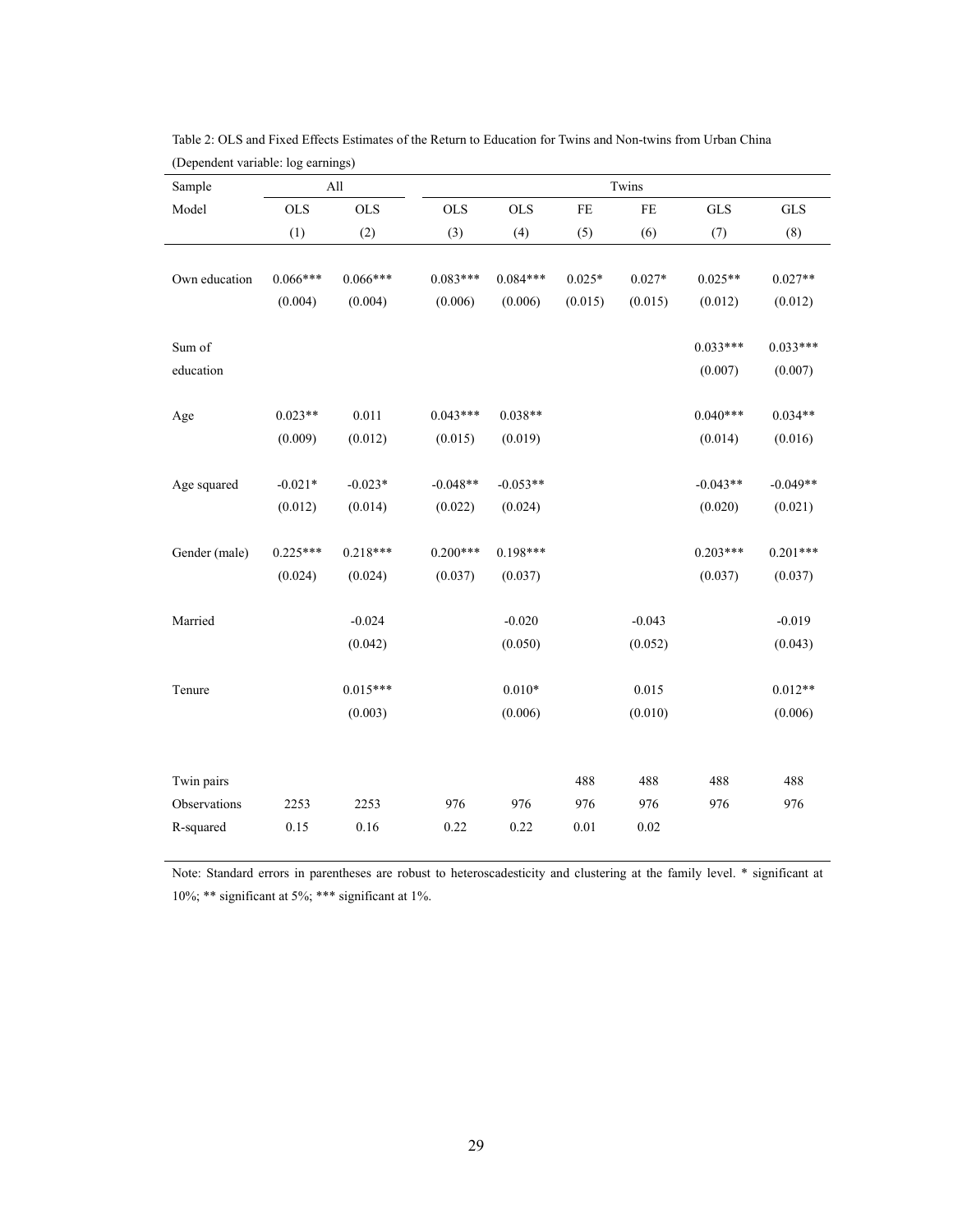Table 2: OLS and Fixed Effects Estimates of the Return to Education for Twins and Non-twins from Urban China

(Dependent variable: log earnings)

| Sample | All | | Twins | | | | | |
|---|---|---|---|---|---|---|---|---|
| Model | OLS | OLS | OLS | OLS | FE | FE | GLS | GLS |
| | (1) | (2) | (3) | (4) | (5) | (6) | (7) | (8) |
| Own education | 0.066*** | 0.066*** | 0.083*** | 0.084*** | 0.025* | 0.027* | 0.025** | 0.027** |
| | (0.004) | (0.004) | (0.006) | (0.006) | (0.015) | (0.015) | (0.012) | (0.012) |
| Sum of education | | | | | | | 0.033*** | 0.033*** |
| | | | | | | | (0.007) | (0.007) |
| Age | 0.023** | 0.011 | 0.043*** | 0.038** | | | 0.040*** | 0.034** |
| | (0.009) | (0.012) | (0.015) | (0.019) | | | (0.014) | (0.016) |
| Age squared | -0.021* | -0.023* | -0.048** | -0.053** | | | -0.043** | -0.049** |
| | (0.012) | (0.014) | (0.022) | (0.024) | | | (0.020) | (0.021) |
| Gender (male) | 0.225*** | 0.218*** | 0.200*** | 0.198*** | | | 0.203*** | 0.201*** |
| | (0.024) | (0.024) | (0.037) | (0.037) | | | (0.037) | (0.037) |
| Married | | -0.024 | | -0.020 | | -0.043 | | -0.019 |
| | | (0.042) | | (0.050) | | (0.052) | | (0.043) |
| Tenure | | 0.015*** | | 0.010* | | 0.015 | | 0.012** |
| | | (0.003) | | (0.006) | | (0.010) | | (0.006) |
| Twin pairs | | | | | 488 | 488 | 488 | 488 |
| Observations | 2253 | 2253 | 976 | 976 | 976 | 976 | 976 | 976 |
| R-squared | 0.15 | 0.16 | 0.22 | 0.22 | 0.01 | 0.02 | | |

Note: Standard errors in parentheses are robust to heteroscadesticity and clustering at the family level. * significant at 10%; ** significant at 5%; *** significant at 1%.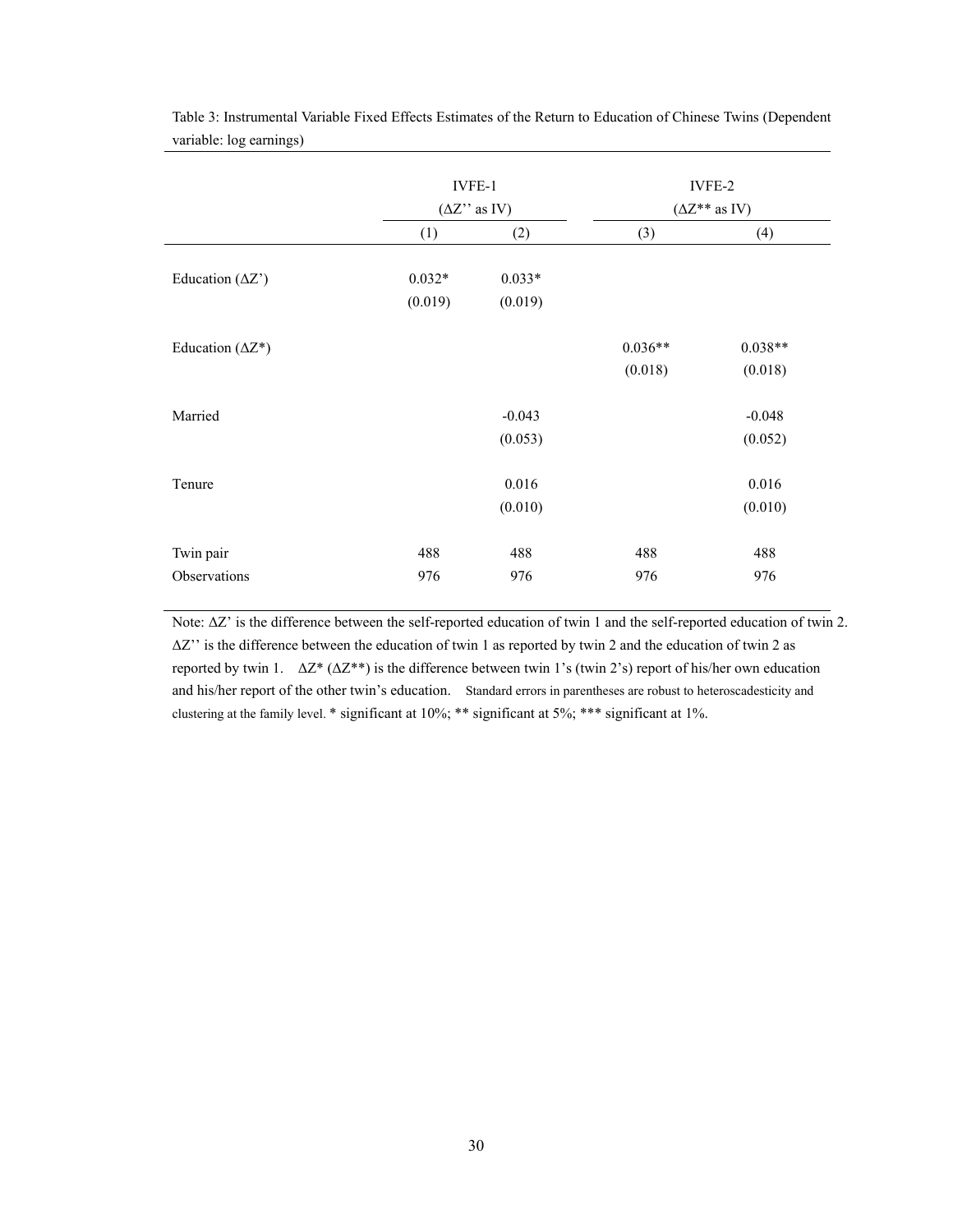Table 3: Instrumental Variable Fixed Effects Estimates of the Return to Education of Chinese Twins (Dependent variable: log earnings)

| | IVFE-1 ($\Delta Z''$ as IV) | | IVFE-2 ($\Delta Z^{**}$ as IV) | |
|---|---|---|---|---|
| | (1) | (2) | (3) | (4) |
| Education ($\Delta Z'$) | 0.032* | 0.033* | | |
| | (0.019) | (0.019) | | |
| Education ($\Delta Z^{*}$) | | | 0.036** | 0.038** |
| | | | (0.018) | (0.018) |
| Married | | -0.043 | | -0.048 |
| | | (0.053) | | (0.052) |
| Tenure | | 0.016 | | 0.016 |
| | | (0.010) | | (0.010) |
| Twin pair | 488 | 488 | 488 | 488 |
| Observations | 976 | 976 | 976 | 976 |

Note: $\Delta Z'$ is the difference between the self-reported education of twin 1 and the self-reported education of twin 2. $\Delta Z''$ is the difference between the education of twin 1 as reported by twin 2 and the education of twin 2 as reported by twin 1. $\Delta Z^{*}$ ($\Delta Z^{**}$) is the difference between twin 1's (twin 2's) report of his/her own education and his/her report of the other twin's education. Standard errors in parentheses are robust to heteroscadesticity and clustering at the family level. * significant at 10%; ** significant at 5%; *** significant at 1%.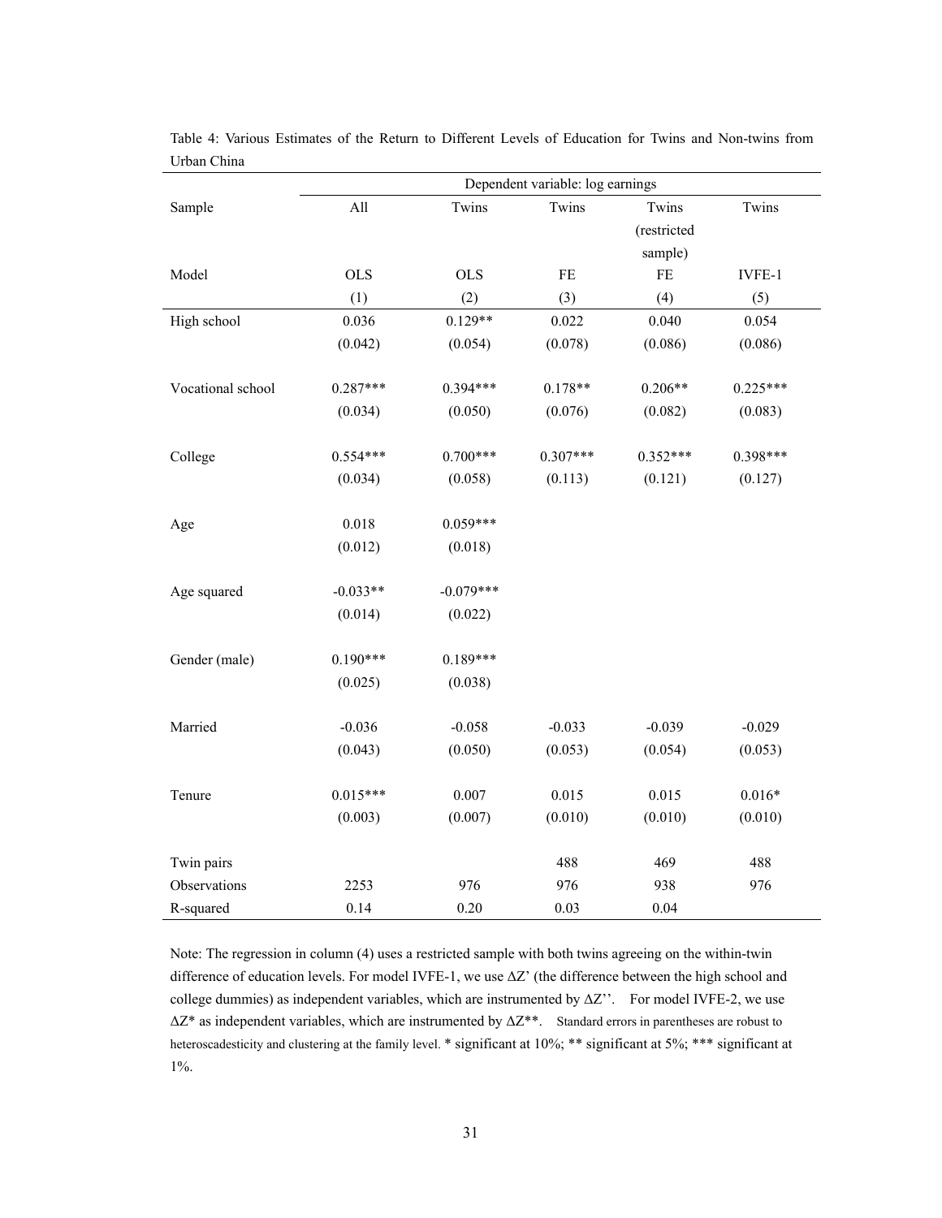Table 4: Various Estimates of the Return to Different Levels of Education for Twins and Non-twins from Urban China

| | Dependent variable: log earnings | | | | |
|---|---|---|---|---|---|
| Sample | All | Twins | Twins | Twins (restricted sample) | Twins |
| Model | OLS | OLS | FE | FE | IVFE-1 |
| | (1) | (2) | (3) | (4) | (5) |
| High school | 0.036 | 0.129** | 0.022 | 0.040 | 0.054 |
| | (0.042) | (0.054) | (0.078) | (0.086) | (0.086) |
| Vocational school | 0.287*** | 0.394*** | 0.178** | 0.206** | 0.225*** |
| | (0.034) | (0.050) | (0.076) | (0.082) | (0.083) |
| College | 0.554*** | 0.700*** | 0.307*** | 0.352*** | 0.398*** |
| | (0.034) | (0.058) | (0.113) | (0.121) | (0.127) |
| Age | 0.018 | 0.059*** | | | |
| | (0.012) | (0.018) | | | |
| Age squared | -0.033** | -0.079*** | | | |
| | (0.014) | (0.022) | | | |
| Gender (male) | 0.190*** | 0.189*** | | | |
| | (0.025) | (0.038) | | | |
| Married | -0.036 | -0.058 | -0.033 | -0.039 | -0.029 |
| | (0.043) | (0.050) | (0.053) | (0.054) | (0.053) |
| Tenure | 0.015*** | 0.007 | 0.015 | 0.015 | 0.016* |
| | (0.003) | (0.007) | (0.010) | (0.010) | (0.010) |
| Twin pairs | | | 488 | 469 | 488 |
| Observations | 2253 | 976 | 976 | 938 | 976 |
| R-squared | 0.14 | 0.20 | 0.03 | 0.04 | |

Note: The regression in column (4) uses a restricted sample with both twins agreeing on the within-twin difference of education levels. For model IVFE-1, we use $\Delta Z'$ (the difference between the high school and college dummies) as independent variables, which are instrumented by $\Delta Z''$. For model IVFE-2, we use $\Delta Z^*$ as independent variables, which are instrumented by $\Delta Z^{**}$. Standard errors in parentheses are robust to heteroscadesticity and clustering at the family level. * significant at 10%; ** significant at 5%; *** significant at 1%.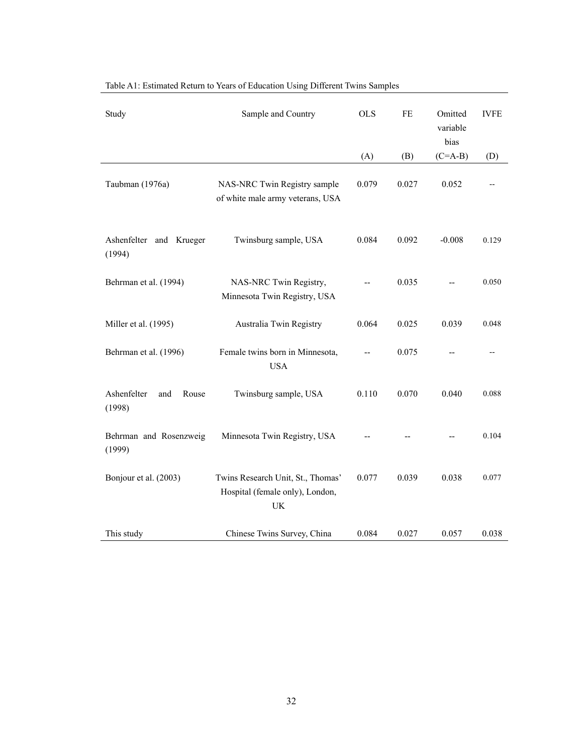Table A1: Estimated Return to Years of Education Using Different Twins Samples

| Study | Sample and Country | OLS | FE | Omitted variable bias | IVFE |
|---|---|---|---|---|---|
| | | (A) | (B) | (C=A-B) | (D) |
| Taubman (1976a) | NAS-NRC Twin Registry sample of white male army veterans, USA | 0.079 | 0.027 | 0.052 | -- |
| Ashenfelter and Krueger (1994) | Twinsburg sample, USA | 0.084 | 0.092 | -0.008 | 0.129 |
| Behrman et al. (1994) | NAS-NRC Twin Registry, Minnesota Twin Registry, USA | -- | 0.035 | -- | 0.050 |
| Miller et al. (1995) | Australia Twin Registry | 0.064 | 0.025 | 0.039 | 0.048 |
| Behrman et al. (1996) | Female twins born in Minnesota, USA | -- | 0.075 | -- | -- |
| Ashenfelter and Rouse (1998) | Twinsburg sample, USA | 0.110 | 0.070 | 0.040 | 0.088 |
| Behrman and Rosenzweig (1999) | Minnesota Twin Registry, USA | -- | -- | -- | 0.104 |
| Bonjour et al. (2003) | Twins Research Unit, St., Thomas' Hospital (female only), London, UK | 0.077 | 0.039 | 0.038 | 0.077 |
| This study | Chinese Twins Survey, China | 0.084 | 0.027 | 0.057 | 0.038 |